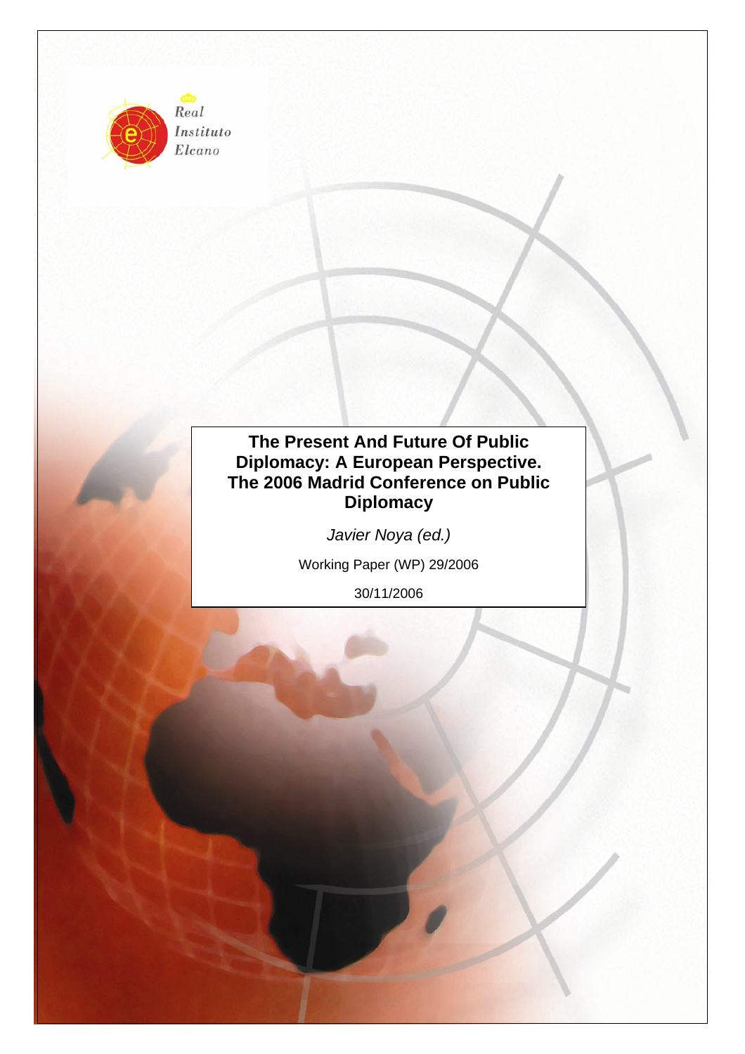Real Instituto Elcano

# The Present And Future Of Public Diplomacy: A European Perspective. The 2006 Madrid Conference on Public Diplomacy

*Javier Noya (ed.)*

Working Paper (WP) 29/2006

30/11/2006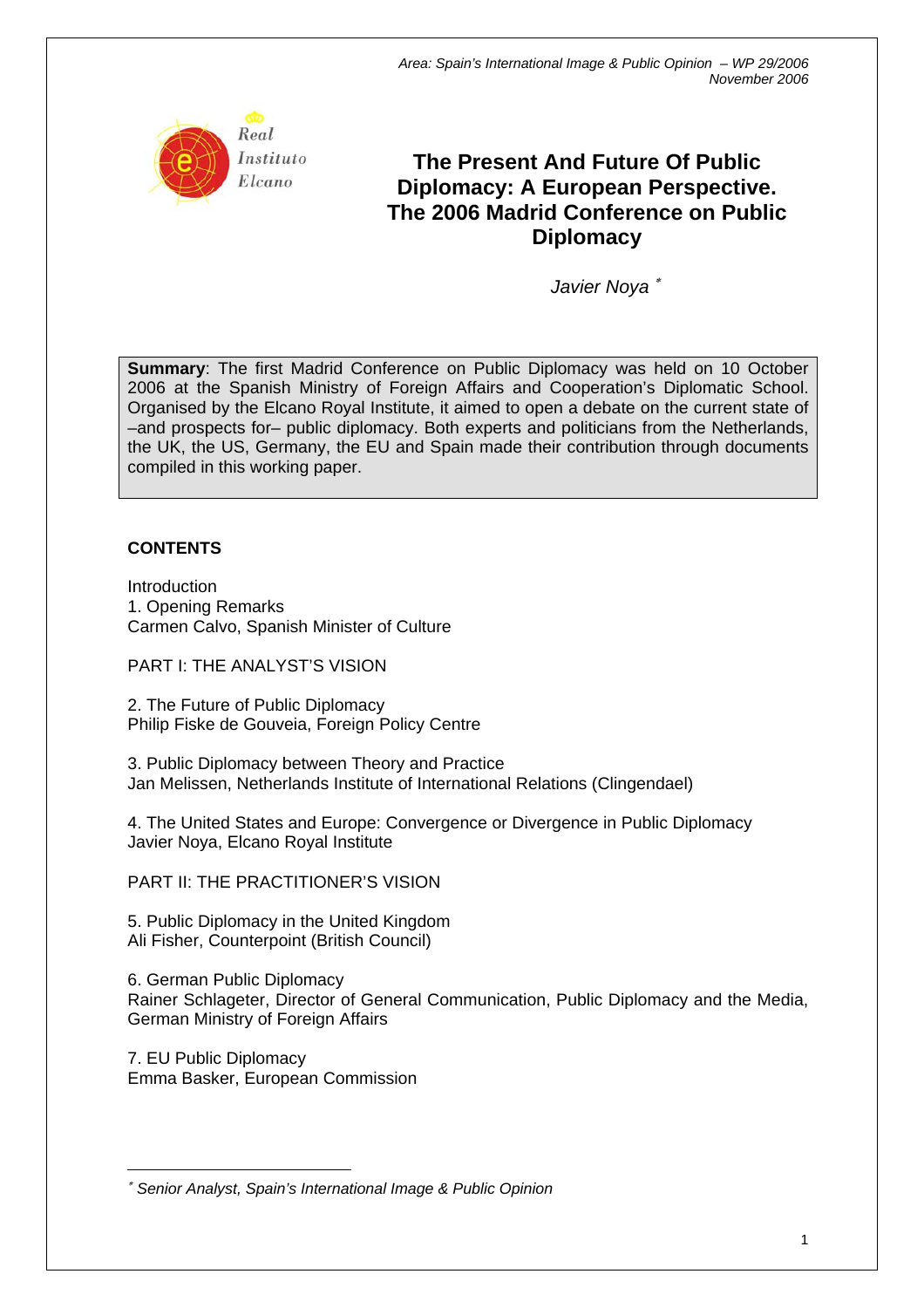*Area: Spain's International Image & Public Opinion – WP 29/2006*
*November 2006*

# The Present And Future Of Public Diplomacy: A European Perspective. The 2006 Madrid Conference on Public Diplomacy

*Javier Noya* *

**Summary**: The first Madrid Conference on Public Diplomacy was held on 10 October 2006 at the Spanish Ministry of Foreign Affairs and Cooperation's Diplomatic School. Organised by the Elcano Royal Institute, it aimed to open a debate on the current state of –and prospects for– public diplomacy. Both experts and politicians from the Netherlands, the UK, the US, Germany, the EU and Spain made their contribution through documents compiled in this working paper.

**CONTENTS**

Introduction
1. Opening Remarks
Carmen Calvo, Spanish Minister of Culture

PART I: THE ANALYST'S VISION

2. The Future of Public Diplomacy
Philip Fiske de Gouveia, Foreign Policy Centre

3. Public Diplomacy between Theory and Practice
Jan Melissen, Netherlands Institute of International Relations (Clingendael)

4. The United States and Europe: Convergence or Divergence in Public Diplomacy
Javier Noya, Elcano Royal Institute

PART II: THE PRACTITIONER'S VISION

5. Public Diplomacy in the United Kingdom
Ali Fisher, Counterpoint (British Council)

6. German Public Diplomacy
Rainer Schlageter, Director of General Communication, Public Diplomacy and the Media, German Ministry of Foreign Affairs

7. EU Public Diplomacy
Emma Basker, European Commission

---

\* *Senior Analyst, Spain's International Image & Public Opinion*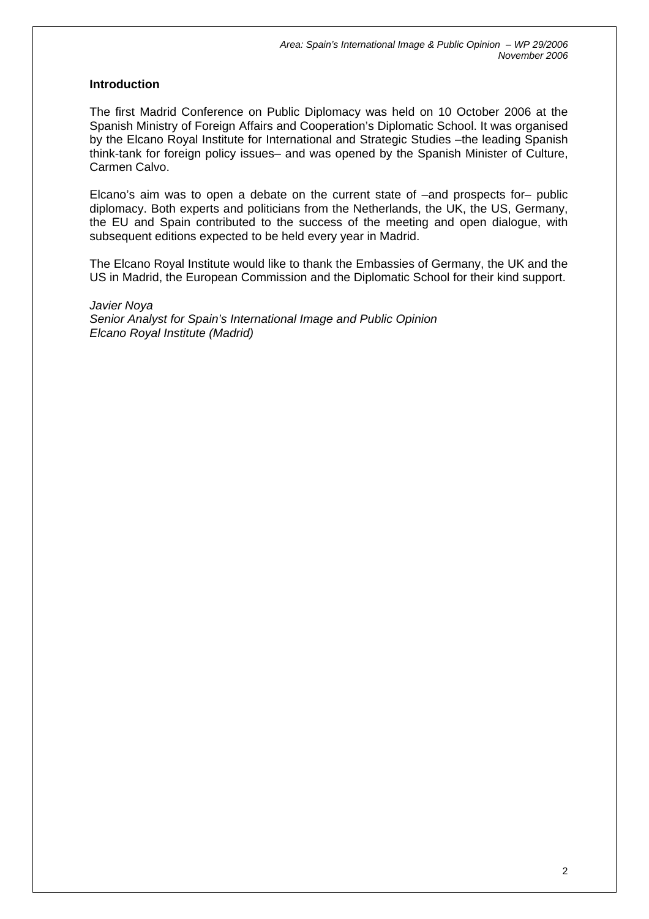## Introduction

The first Madrid Conference on Public Diplomacy was held on 10 October 2006 at the Spanish Ministry of Foreign Affairs and Cooperation's Diplomatic School. It was organised by the Elcano Royal Institute for International and Strategic Studies –the leading Spanish think-tank for foreign policy issues– and was opened by the Spanish Minister of Culture, Carmen Calvo.

Elcano's aim was to open a debate on the current state of –and prospects for– public diplomacy. Both experts and politicians from the Netherlands, the UK, the US, Germany, the EU and Spain contributed to the success of the meeting and open dialogue, with subsequent editions expected to be held every year in Madrid.

The Elcano Royal Institute would like to thank the Embassies of Germany, the UK and the US in Madrid, the European Commission and the Diplomatic School for their kind support.

*Javier Noya*
*Senior Analyst for Spain's International Image and Public Opinion*
*Elcano Royal Institute (Madrid)*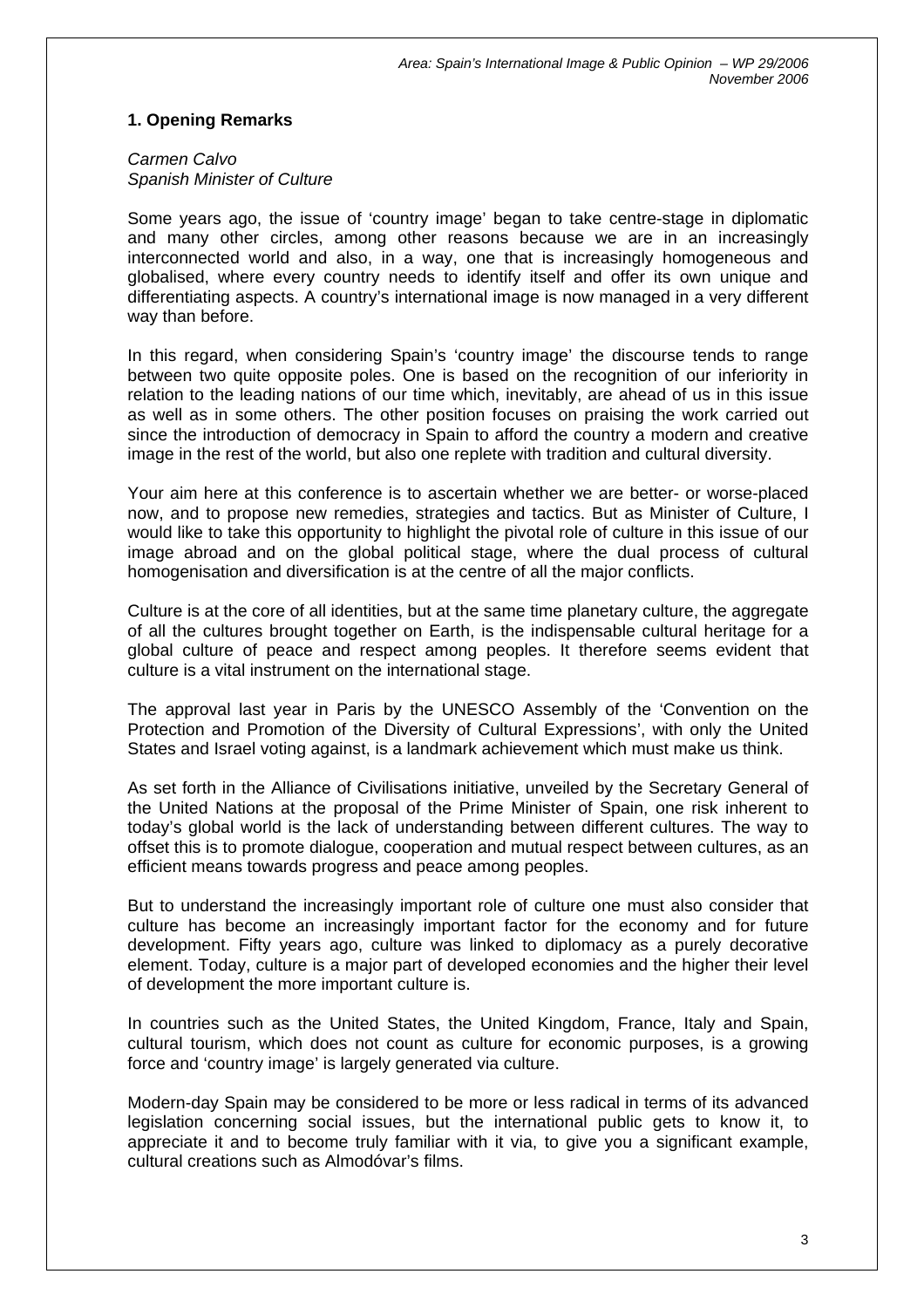## 1. Opening Remarks

*Carmen Calvo*
*Spanish Minister of Culture*

Some years ago, the issue of 'country image' began to take centre-stage in diplomatic and many other circles, among other reasons because we are in an increasingly interconnected world and also, in a way, one that is increasingly homogeneous and globalised, where every country needs to identify itself and offer its own unique and differentiating aspects. A country's international image is now managed in a very different way than before.

In this regard, when considering Spain's 'country image' the discourse tends to range between two quite opposite poles. One is based on the recognition of our inferiority in relation to the leading nations of our time which, inevitably, are ahead of us in this issue as well as in some others. The other position focuses on praising the work carried out since the introduction of democracy in Spain to afford the country a modern and creative image in the rest of the world, but also one replete with tradition and cultural diversity.

Your aim here at this conference is to ascertain whether we are better- or worse-placed now, and to propose new remedies, strategies and tactics. But as Minister of Culture, I would like to take this opportunity to highlight the pivotal role of culture in this issue of our image abroad and on the global political stage, where the dual process of cultural homogenisation and diversification is at the centre of all the major conflicts.

Culture is at the core of all identities, but at the same time planetary culture, the aggregate of all the cultures brought together on Earth, is the indispensable cultural heritage for a global culture of peace and respect among peoples. It therefore seems evident that culture is a vital instrument on the international stage.

The approval last year in Paris by the UNESCO Assembly of the 'Convention on the Protection and Promotion of the Diversity of Cultural Expressions', with only the United States and Israel voting against, is a landmark achievement which must make us think.

As set forth in the Alliance of Civilisations initiative, unveiled by the Secretary General of the United Nations at the proposal of the Prime Minister of Spain, one risk inherent to today's global world is the lack of understanding between different cultures. The way to offset this is to promote dialogue, cooperation and mutual respect between cultures, as an efficient means towards progress and peace among peoples.

But to understand the increasingly important role of culture one must also consider that culture has become an increasingly important factor for the economy and for future development. Fifty years ago, culture was linked to diplomacy as a purely decorative element. Today, culture is a major part of developed economies and the higher their level of development the more important culture is.

In countries such as the United States, the United Kingdom, France, Italy and Spain, cultural tourism, which does not count as culture for economic purposes, is a growing force and 'country image' is largely generated via culture.

Modern-day Spain may be considered to be more or less radical in terms of its advanced legislation concerning social issues, but the international public gets to know it, to appreciate it and to become truly familiar with it via, to give you a significant example, cultural creations such as Almodóvar's films.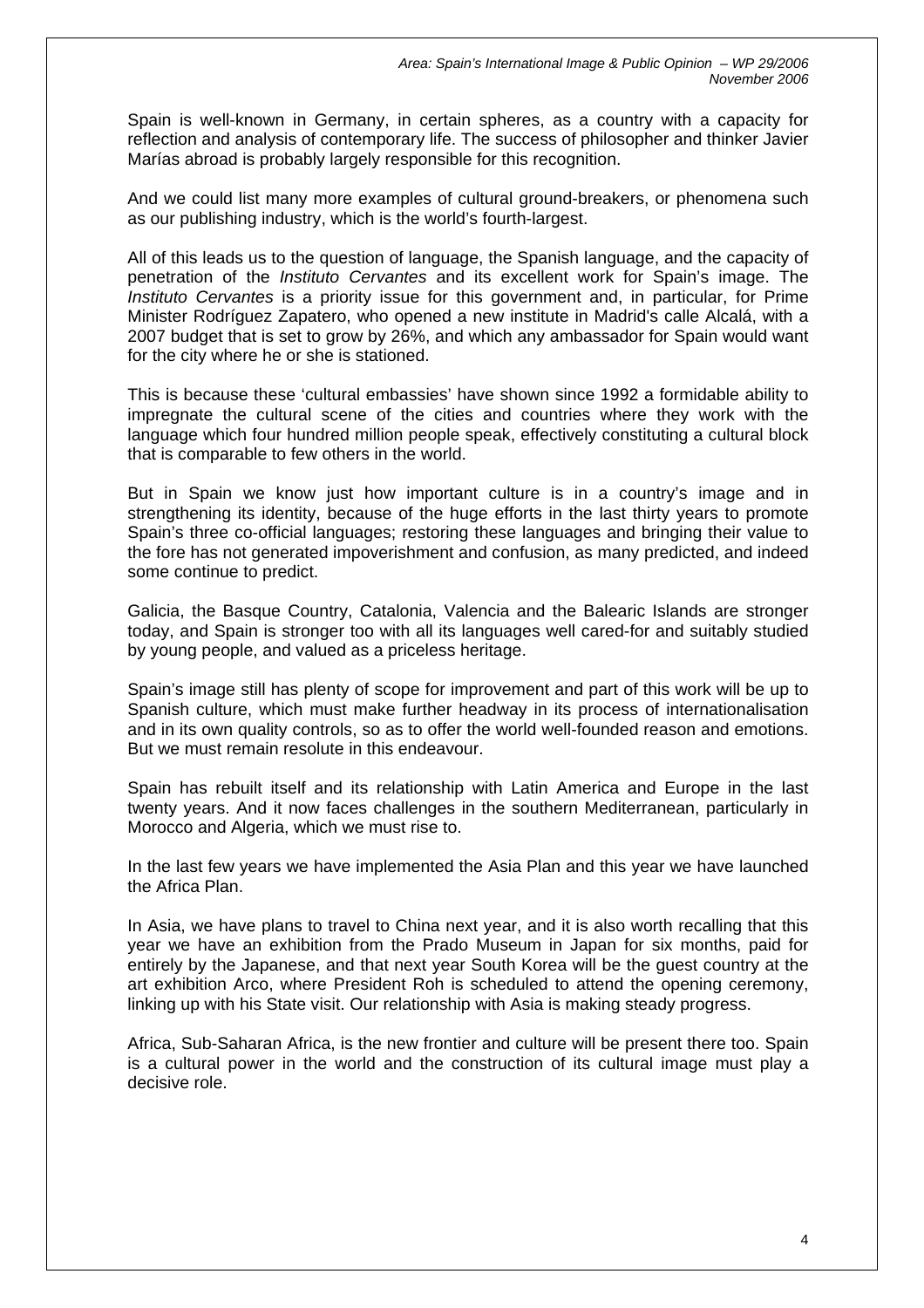Spain is well-known in Germany, in certain spheres, as a country with a capacity for reflection and analysis of contemporary life. The success of philosopher and thinker Javier Marías abroad is probably largely responsible for this recognition.

And we could list many more examples of cultural ground-breakers, or phenomena such as our publishing industry, which is the world's fourth-largest.

All of this leads us to the question of language, the Spanish language, and the capacity of penetration of the *Instituto Cervantes* and its excellent work for Spain's image. The *Instituto Cervantes* is a priority issue for this government and, in particular, for Prime Minister Rodríguez Zapatero, who opened a new institute in Madrid's calle Alcalá, with a 2007 budget that is set to grow by 26%, and which any ambassador for Spain would want for the city where he or she is stationed.

This is because these 'cultural embassies' have shown since 1992 a formidable ability to impregnate the cultural scene of the cities and countries where they work with the language which four hundred million people speak, effectively constituting a cultural block that is comparable to few others in the world.

But in Spain we know just how important culture is in a country's image and in strengthening its identity, because of the huge efforts in the last thirty years to promote Spain's three co-official languages; restoring these languages and bringing their value to the fore has not generated impoverishment and confusion, as many predicted, and indeed some continue to predict.

Galicia, the Basque Country, Catalonia, Valencia and the Balearic Islands are stronger today, and Spain is stronger too with all its languages well cared-for and suitably studied by young people, and valued as a priceless heritage.

Spain's image still has plenty of scope for improvement and part of this work will be up to Spanish culture, which must make further headway in its process of internationalisation and in its own quality controls, so as to offer the world well-founded reason and emotions. But we must remain resolute in this endeavour.

Spain has rebuilt itself and its relationship with Latin America and Europe in the last twenty years. And it now faces challenges in the southern Mediterranean, particularly in Morocco and Algeria, which we must rise to.

In the last few years we have implemented the Asia Plan and this year we have launched the Africa Plan.

In Asia, we have plans to travel to China next year, and it is also worth recalling that this year we have an exhibition from the Prado Museum in Japan for six months, paid for entirely by the Japanese, and that next year South Korea will be the guest country at the art exhibition Arco, where President Roh is scheduled to attend the opening ceremony, linking up with his State visit. Our relationship with Asia is making steady progress.

Africa, Sub-Saharan Africa, is the new frontier and culture will be present there too. Spain is a cultural power in the world and the construction of its cultural image must play a decisive role.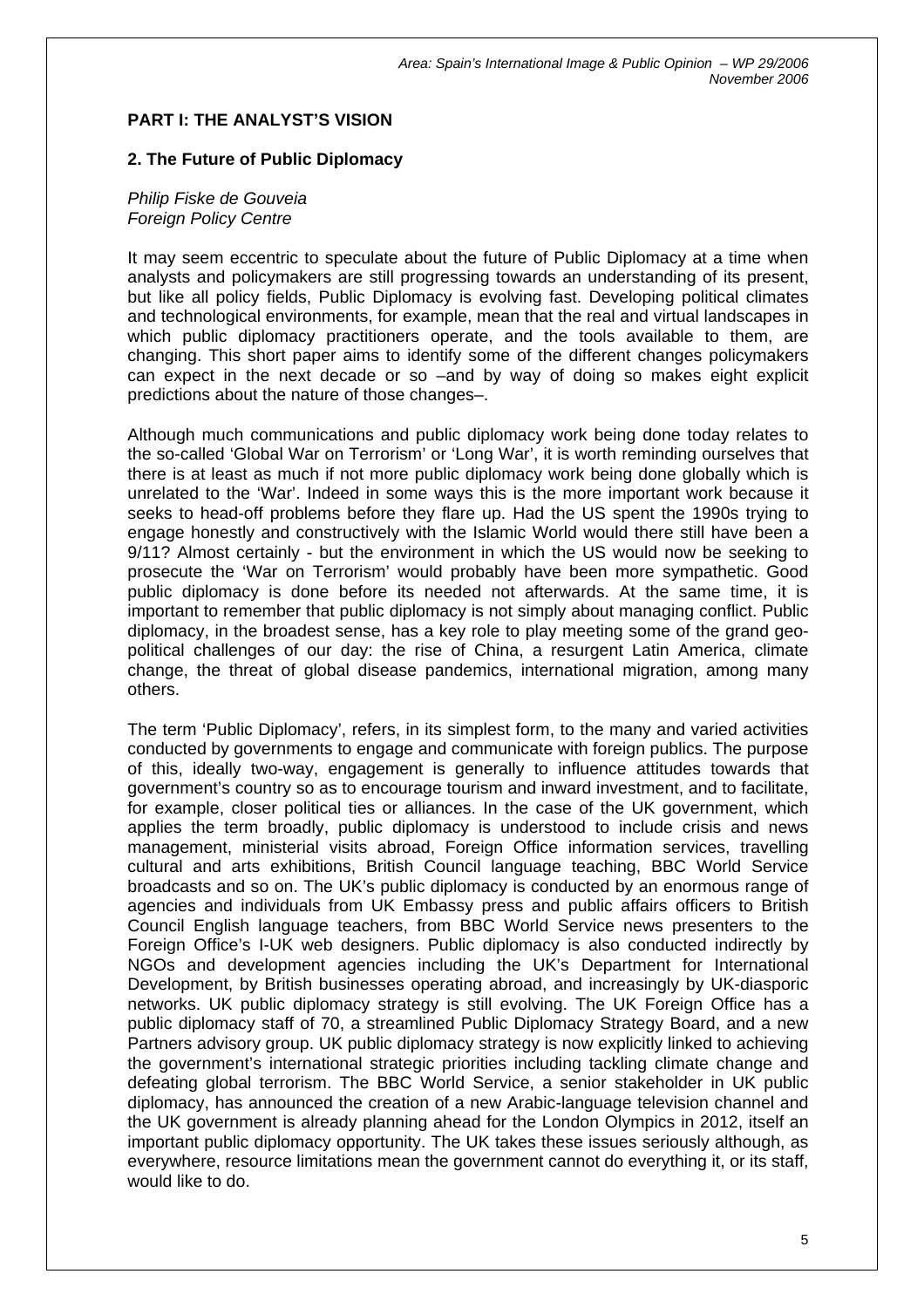**PART I: THE ANALYST'S VISION**

**2. The Future of Public Diplomacy**

*Philip Fiske de Gouveia*
*Foreign Policy Centre*

It may seem eccentric to speculate about the future of Public Diplomacy at a time when analysts and policymakers are still progressing towards an understanding of its present, but like all policy fields, Public Diplomacy is evolving fast. Developing political climates and technological environments, for example, mean that the real and virtual landscapes in which public diplomacy practitioners operate, and the tools available to them, are changing. This short paper aims to identify some of the different changes policymakers can expect in the next decade or so –and by way of doing so makes eight explicit predictions about the nature of those changes–.

Although much communications and public diplomacy work being done today relates to the so-called 'Global War on Terrorism' or 'Long War', it is worth reminding ourselves that there is at least as much if not more public diplomacy work being done globally which is unrelated to the 'War'. Indeed in some ways this is the more important work because it seeks to head-off problems before they flare up. Had the US spent the 1990s trying to engage honestly and constructively with the Islamic World would there still have been a 9/11? Almost certainly - but the environment in which the US would now be seeking to prosecute the 'War on Terrorism' would probably have been more sympathetic. Good public diplomacy is done before its needed not afterwards. At the same time, it is important to remember that public diplomacy is not simply about managing conflict. Public diplomacy, in the broadest sense, has a key role to play meeting some of the grand geo-political challenges of our day: the rise of China, a resurgent Latin America, climate change, the threat of global disease pandemics, international migration, among many others.

The term 'Public Diplomacy', refers, in its simplest form, to the many and varied activities conducted by governments to engage and communicate with foreign publics. The purpose of this, ideally two-way, engagement is generally to influence attitudes towards that government's country so as to encourage tourism and inward investment, and to facilitate, for example, closer political ties or alliances. In the case of the UK government, which applies the term broadly, public diplomacy is understood to include crisis and news management, ministerial visits abroad, Foreign Office information services, travelling cultural and arts exhibitions, British Council language teaching, BBC World Service broadcasts and so on. The UK's public diplomacy is conducted by an enormous range of agencies and individuals from UK Embassy press and public affairs officers to British Council English language teachers, from BBC World Service news presenters to the Foreign Office's I-UK web designers. Public diplomacy is also conducted indirectly by NGOs and development agencies including the UK's Department for International Development, by British businesses operating abroad, and increasingly by UK-diasporic networks. UK public diplomacy strategy is still evolving. The UK Foreign Office has a public diplomacy staff of 70, a streamlined Public Diplomacy Strategy Board, and a new Partners advisory group. UK public diplomacy strategy is now explicitly linked to achieving the government's international strategic priorities including tackling climate change and defeating global terrorism. The BBC World Service, a senior stakeholder in UK public diplomacy, has announced the creation of a new Arabic-language television channel and the UK government is already planning ahead for the London Olympics in 2012, itself an important public diplomacy opportunity. The UK takes these issues seriously although, as everywhere, resource limitations mean the government cannot do everything it, or its staff, would like to do.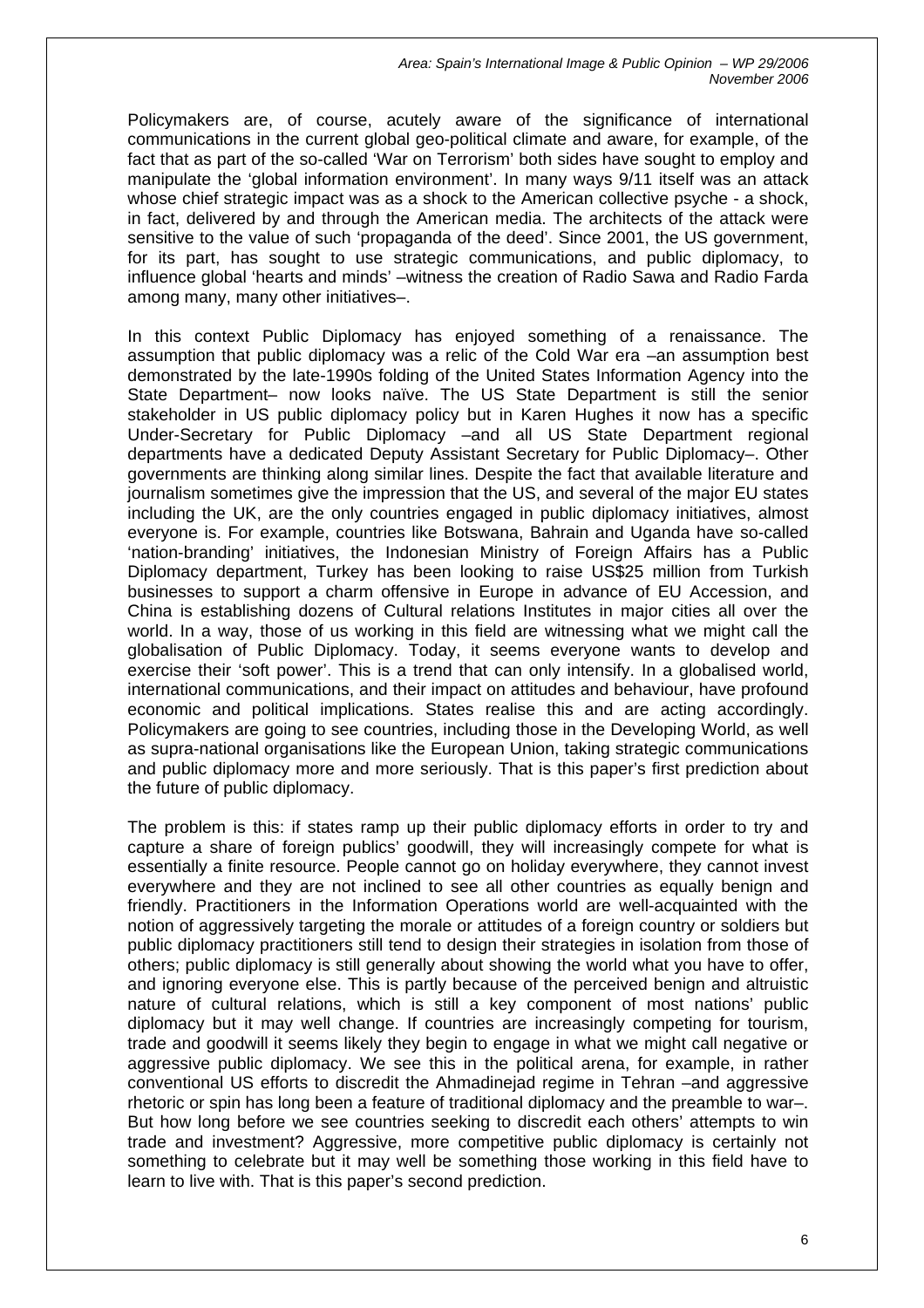Policymakers are, of course, acutely aware of the significance of international communications in the current global geo-political climate and aware, for example, of the fact that as part of the so-called 'War on Terrorism' both sides have sought to employ and manipulate the 'global information environment'. In many ways 9/11 itself was an attack whose chief strategic impact was as a shock to the American collective psyche - a shock, in fact, delivered by and through the American media. The architects of the attack were sensitive to the value of such 'propaganda of the deed'. Since 2001, the US government, for its part, has sought to use strategic communications, and public diplomacy, to influence global 'hearts and minds' –witness the creation of Radio Sawa and Radio Farda among many, many other initiatives–.

In this context Public Diplomacy has enjoyed something of a renaissance. The assumption that public diplomacy was a relic of the Cold War era –an assumption best demonstrated by the late-1990s folding of the United States Information Agency into the State Department– now looks naïve. The US State Department is still the senior stakeholder in US public diplomacy policy but in Karen Hughes it now has a specific Under-Secretary for Public Diplomacy –and all US State Department regional departments have a dedicated Deputy Assistant Secretary for Public Diplomacy–. Other governments are thinking along similar lines. Despite the fact that available literature and journalism sometimes give the impression that the US, and several of the major EU states including the UK, are the only countries engaged in public diplomacy initiatives, almost everyone is. For example, countries like Botswana, Bahrain and Uganda have so-called 'nation-branding' initiatives, the Indonesian Ministry of Foreign Affairs has a Public Diplomacy department, Turkey has been looking to raise US$25 million from Turkish businesses to support a charm offensive in Europe in advance of EU Accession, and China is establishing dozens of Cultural relations Institutes in major cities all over the world. In a way, those of us working in this field are witnessing what we might call the globalisation of Public Diplomacy. Today, it seems everyone wants to develop and exercise their 'soft power'. This is a trend that can only intensify. In a globalised world, international communications, and their impact on attitudes and behaviour, have profound economic and political implications. States realise this and are acting accordingly. Policymakers are going to see countries, including those in the Developing World, as well as supra-national organisations like the European Union, taking strategic communications and public diplomacy more and more seriously. That is this paper's first prediction about the future of public diplomacy.

The problem is this: if states ramp up their public diplomacy efforts in order to try and capture a share of foreign publics' goodwill, they will increasingly compete for what is essentially a finite resource. People cannot go on holiday everywhere, they cannot invest everywhere and they are not inclined to see all other countries as equally benign and friendly. Practitioners in the Information Operations world are well-acquainted with the notion of aggressively targeting the morale or attitudes of a foreign country or soldiers but public diplomacy practitioners still tend to design their strategies in isolation from those of others; public diplomacy is still generally about showing the world what you have to offer, and ignoring everyone else. This is partly because of the perceived benign and altruistic nature of cultural relations, which is still a key component of most nations' public diplomacy but it may well change. If countries are increasingly competing for tourism, trade and goodwill it seems likely they begin to engage in what we might call negative or aggressive public diplomacy. We see this in the political arena, for example, in rather conventional US efforts to discredit the Ahmadinejad regime in Tehran –and aggressive rhetoric or spin has long been a feature of traditional diplomacy and the preamble to war–. But how long before we see countries seeking to discredit each others' attempts to win trade and investment? Aggressive, more competitive public diplomacy is certainly not something to celebrate but it may well be something those working in this field have to learn to live with. That is this paper's second prediction.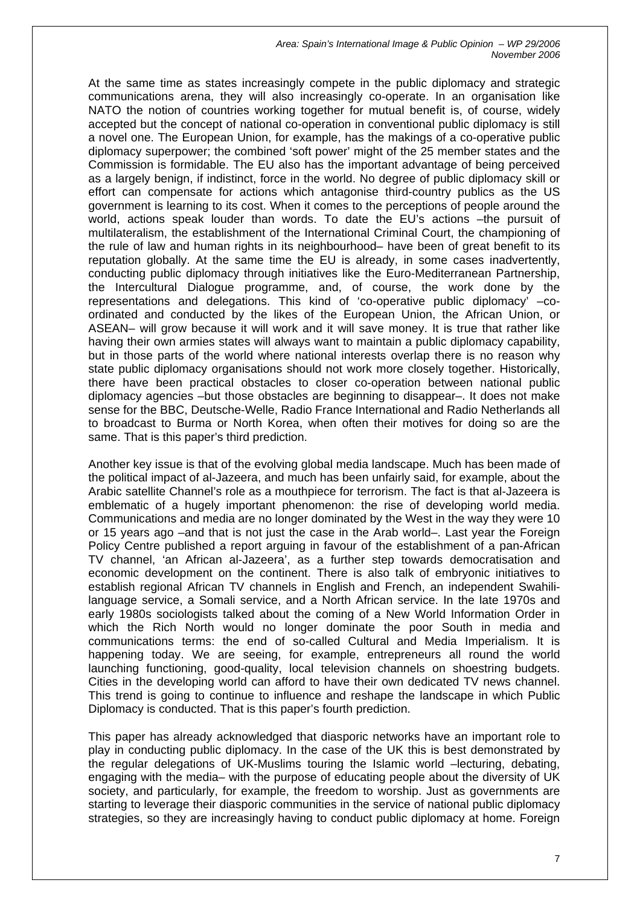At the same time as states increasingly compete in the public diplomacy and strategic communications arena, they will also increasingly co-operate. In an organisation like NATO the notion of countries working together for mutual benefit is, of course, widely accepted but the concept of national co-operation in conventional public diplomacy is still a novel one. The European Union, for example, has the makings of a co-operative public diplomacy superpower; the combined 'soft power' might of the 25 member states and the Commission is formidable. The EU also has the important advantage of being perceived as a largely benign, if indistinct, force in the world. No degree of public diplomacy skill or effort can compensate for actions which antagonise third-country publics as the US government is learning to its cost. When it comes to the perceptions of people around the world, actions speak louder than words. To date the EU's actions –the pursuit of multilateralism, the establishment of the International Criminal Court, the championing of the rule of law and human rights in its neighbourhood– have been of great benefit to its reputation globally. At the same time the EU is already, in some cases inadvertently, conducting public diplomacy through initiatives like the Euro-Mediterranean Partnership, the Intercultural Dialogue programme, and, of course, the work done by the representations and delegations. This kind of 'co-operative public diplomacy' –co-ordinated and conducted by the likes of the European Union, the African Union, or ASEAN– will grow because it will work and it will save money. It is true that rather like having their own armies states will always want to maintain a public diplomacy capability, but in those parts of the world where national interests overlap there is no reason why state public diplomacy organisations should not work more closely together. Historically, there have been practical obstacles to closer co-operation between national public diplomacy agencies –but those obstacles are beginning to disappear–. It does not make sense for the BBC, Deutsche-Welle, Radio France International and Radio Netherlands all to broadcast to Burma or North Korea, when often their motives for doing so are the same. That is this paper's third prediction.

Another key issue is that of the evolving global media landscape. Much has been made of the political impact of al-Jazeera, and much has been unfairly said, for example, about the Arabic satellite Channel's role as a mouthpiece for terrorism. The fact is that al-Jazeera is emblematic of a hugely important phenomenon: the rise of developing world media. Communications and media are no longer dominated by the West in the way they were 10 or 15 years ago –and that is not just the case in the Arab world–. Last year the Foreign Policy Centre published a report arguing in favour of the establishment of a pan-African TV channel, 'an African al-Jazeera', as a further step towards democratisation and economic development on the continent. There is also talk of embryonic initiatives to establish regional African TV channels in English and French, an independent Swahili-language service, a Somali service, and a North African service. In the late 1970s and early 1980s sociologists talked about the coming of a New World Information Order in which the Rich North would no longer dominate the poor South in media and communications terms: the end of so-called Cultural and Media Imperialism. It is happening today. We are seeing, for example, entrepreneurs all round the world launching functioning, good-quality, local television channels on shoestring budgets. Cities in the developing world can afford to have their own dedicated TV news channel. This trend is going to continue to influence and reshape the landscape in which Public Diplomacy is conducted. That is this paper's fourth prediction.

This paper has already acknowledged that diasporic networks have an important role to play in conducting public diplomacy. In the case of the UK this is best demonstrated by the regular delegations of UK-Muslims touring the Islamic world –lecturing, debating, engaging with the media– with the purpose of educating people about the diversity of UK society, and particularly, for example, the freedom to worship. Just as governments are starting to leverage their diasporic communities in the service of national public diplomacy strategies, so they are increasingly having to conduct public diplomacy at home. Foreign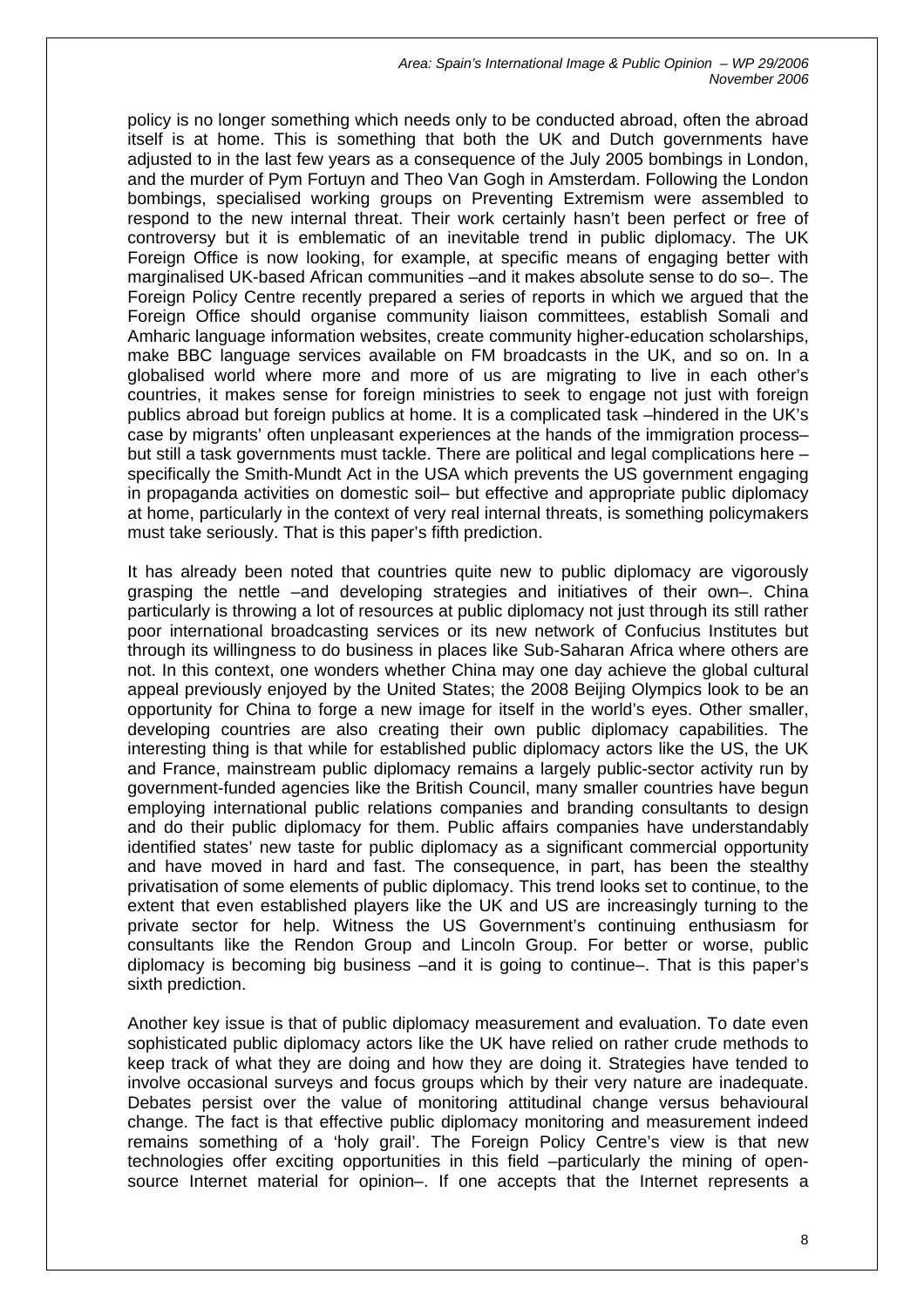policy is no longer something which needs only to be conducted abroad, often the abroad itself is at home. This is something that both the UK and Dutch governments have adjusted to in the last few years as a consequence of the July 2005 bombings in London, and the murder of Pym Fortuyn and Theo Van Gogh in Amsterdam. Following the London bombings, specialised working groups on Preventing Extremism were assembled to respond to the new internal threat. Their work certainly hasn't been perfect or free of controversy but it is emblematic of an inevitable trend in public diplomacy. The UK Foreign Office is now looking, for example, at specific means of engaging better with marginalised UK-based African communities –and it makes absolute sense to do so–. The Foreign Policy Centre recently prepared a series of reports in which we argued that the Foreign Office should organise community liaison committees, establish Somali and Amharic language information websites, create community higher-education scholarships, make BBC language services available on FM broadcasts in the UK, and so on. In a globalised world where more and more of us are migrating to live in each other's countries, it makes sense for foreign ministries to seek to engage not just with foreign publics abroad but foreign publics at home. It is a complicated task –hindered in the UK's case by migrants' often unpleasant experiences at the hands of the immigration process– but still a task governments must tackle. There are political and legal complications here – specifically the Smith-Mundt Act in the USA which prevents the US government engaging in propaganda activities on domestic soil– but effective and appropriate public diplomacy at home, particularly in the context of very real internal threats, is something policymakers must take seriously. That is this paper's fifth prediction.

It has already been noted that countries quite new to public diplomacy are vigorously grasping the nettle –and developing strategies and initiatives of their own–. China particularly is throwing a lot of resources at public diplomacy not just through its still rather poor international broadcasting services or its new network of Confucius Institutes but through its willingness to do business in places like Sub-Saharan Africa where others are not. In this context, one wonders whether China may one day achieve the global cultural appeal previously enjoyed by the United States; the 2008 Beijing Olympics look to be an opportunity for China to forge a new image for itself in the world's eyes. Other smaller, developing countries are also creating their own public diplomacy capabilities. The interesting thing is that while for established public diplomacy actors like the US, the UK and France, mainstream public diplomacy remains a largely public-sector activity run by government-funded agencies like the British Council, many smaller countries have begun employing international public relations companies and branding consultants to design and do their public diplomacy for them. Public affairs companies have understandably identified states' new taste for public diplomacy as a significant commercial opportunity and have moved in hard and fast. The consequence, in part, has been the stealthy privatisation of some elements of public diplomacy. This trend looks set to continue, to the extent that even established players like the UK and US are increasingly turning to the private sector for help. Witness the US Government's continuing enthusiasm for consultants like the Rendon Group and Lincoln Group. For better or worse, public diplomacy is becoming big business –and it is going to continue–. That is this paper's sixth prediction.

Another key issue is that of public diplomacy measurement and evaluation. To date even sophisticated public diplomacy actors like the UK have relied on rather crude methods to keep track of what they are doing and how they are doing it. Strategies have tended to involve occasional surveys and focus groups which by their very nature are inadequate. Debates persist over the value of monitoring attitudinal change versus behavioural change. The fact is that effective public diplomacy monitoring and measurement indeed remains something of a 'holy grail'. The Foreign Policy Centre's view is that new technologies offer exciting opportunities in this field –particularly the mining of open-source Internet material for opinion–. If one accepts that the Internet represents a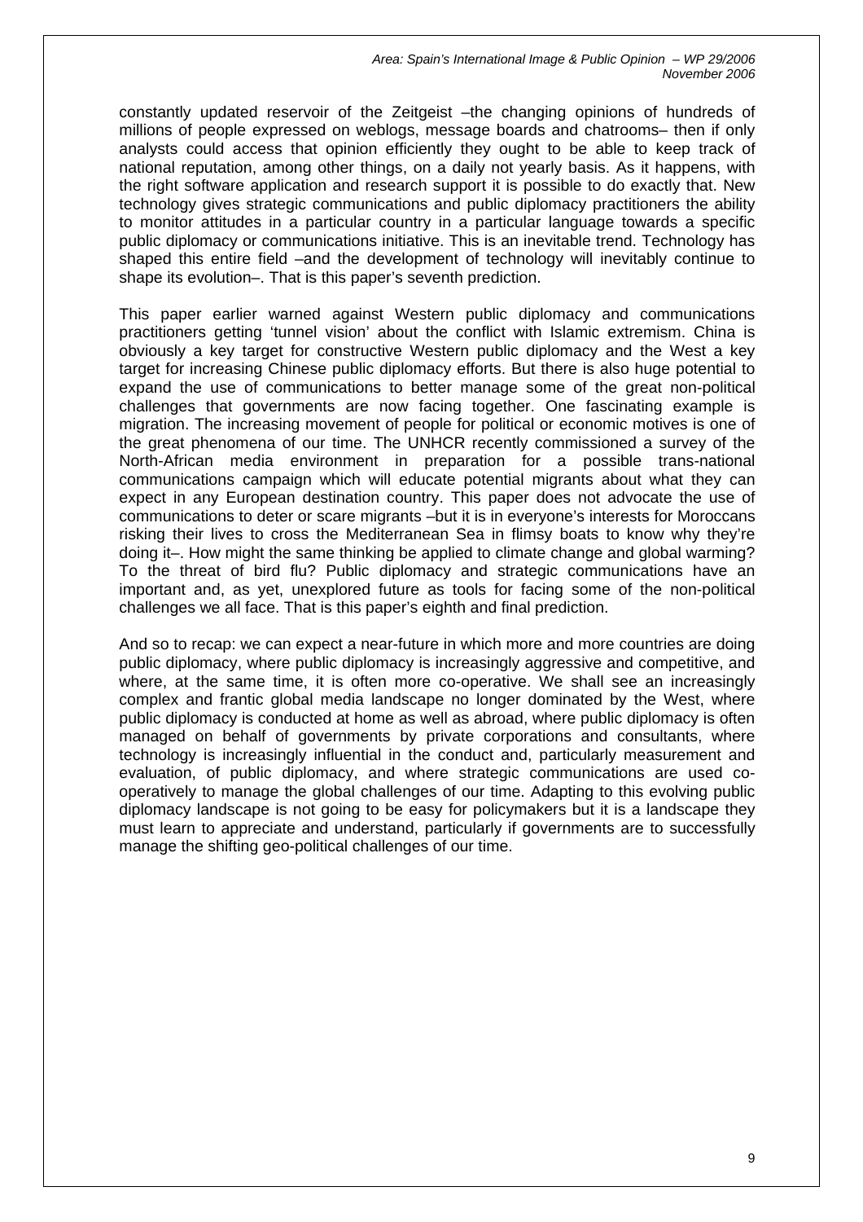constantly updated reservoir of the Zeitgeist –the changing opinions of hundreds of millions of people expressed on weblogs, message boards and chatrooms– then if only analysts could access that opinion efficiently they ought to be able to keep track of national reputation, among other things, on a daily not yearly basis. As it happens, with the right software application and research support it is possible to do exactly that. New technology gives strategic communications and public diplomacy practitioners the ability to monitor attitudes in a particular country in a particular language towards a specific public diplomacy or communications initiative. This is an inevitable trend. Technology has shaped this entire field –and the development of technology will inevitably continue to shape its evolution–. That is this paper's seventh prediction.

This paper earlier warned against Western public diplomacy and communications practitioners getting 'tunnel vision' about the conflict with Islamic extremism. China is obviously a key target for constructive Western public diplomacy and the West a key target for increasing Chinese public diplomacy efforts. But there is also huge potential to expand the use of communications to better manage some of the great non-political challenges that governments are now facing together. One fascinating example is migration. The increasing movement of people for political or economic motives is one of the great phenomena of our time. The UNHCR recently commissioned a survey of the North-African media environment in preparation for a possible trans-national communications campaign which will educate potential migrants about what they can expect in any European destination country. This paper does not advocate the use of communications to deter or scare migrants –but it is in everyone's interests for Moroccans risking their lives to cross the Mediterranean Sea in flimsy boats to know why they're doing it–. How might the same thinking be applied to climate change and global warming? To the threat of bird flu? Public diplomacy and strategic communications have an important and, as yet, unexplored future as tools for facing some of the non-political challenges we all face. That is this paper's eighth and final prediction.

And so to recap: we can expect a near-future in which more and more countries are doing public diplomacy, where public diplomacy is increasingly aggressive and competitive, and where, at the same time, it is often more co-operative. We shall see an increasingly complex and frantic global media landscape no longer dominated by the West, where public diplomacy is conducted at home as well as abroad, where public diplomacy is often managed on behalf of governments by private corporations and consultants, where technology is increasingly influential in the conduct and, particularly measurement and evaluation, of public diplomacy, and where strategic communications are used co-operatively to manage the global challenges of our time. Adapting to this evolving public diplomacy landscape is not going to be easy for policymakers but it is a landscape they must learn to appreciate and understand, particularly if governments are to successfully manage the shifting geo-political challenges of our time.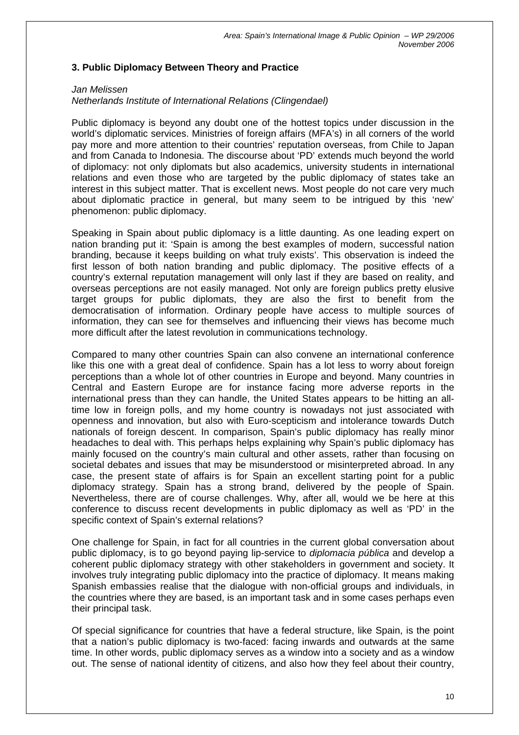## 3. Public Diplomacy Between Theory and Practice

*Jan Melissen*
*Netherlands Institute of International Relations (Clingendael)*

Public diplomacy is beyond any doubt one of the hottest topics under discussion in the world's diplomatic services. Ministries of foreign affairs (MFA's) in all corners of the world pay more and more attention to their countries' reputation overseas, from Chile to Japan and from Canada to Indonesia. The discourse about 'PD' extends much beyond the world of diplomacy: not only diplomats but also academics, university students in international relations and even those who are targeted by the public diplomacy of states take an interest in this subject matter. That is excellent news. Most people do not care very much about diplomatic practice in general, but many seem to be intrigued by this 'new' phenomenon: public diplomacy.

Speaking in Spain about public diplomacy is a little daunting. As one leading expert on nation branding put it: 'Spain is among the best examples of modern, successful nation branding, because it keeps building on what truly exists'. This observation is indeed the first lesson of both nation branding and public diplomacy. The positive effects of a country's external reputation management will only last if they are based on reality, and overseas perceptions are not easily managed. Not only are foreign publics pretty elusive target groups for public diplomats, they are also the first to benefit from the democratisation of information. Ordinary people have access to multiple sources of information, they can see for themselves and influencing their views has become much more difficult after the latest revolution in communications technology.

Compared to many other countries Spain can also convene an international conference like this one with a great deal of confidence. Spain has a lot less to worry about foreign perceptions than a whole lot of other countries in Europe and beyond. Many countries in Central and Eastern Europe are for instance facing more adverse reports in the international press than they can handle, the United States appears to be hitting an all-time low in foreign polls, and my home country is nowadays not just associated with openness and innovation, but also with Euro-scepticism and intolerance towards Dutch nationals of foreign descent. In comparison, Spain's public diplomacy has really minor headaches to deal with. This perhaps helps explaining why Spain's public diplomacy has mainly focused on the country's main cultural and other assets, rather than focusing on societal debates and issues that may be misunderstood or misinterpreted abroad. In any case, the present state of affairs is for Spain an excellent starting point for a public diplomacy strategy. Spain has a strong brand, delivered by the people of Spain. Nevertheless, there are of course challenges. Why, after all, would we be here at this conference to discuss recent developments in public diplomacy as well as 'PD' in the specific context of Spain's external relations?

One challenge for Spain, in fact for all countries in the current global conversation about public diplomacy, is to go beyond paying lip-service to *diplomacia pública* and develop a coherent public diplomacy strategy with other stakeholders in government and society. It involves truly integrating public diplomacy into the practice of diplomacy. It means making Spanish embassies realise that the dialogue with non-official groups and individuals, in the countries where they are based, is an important task and in some cases perhaps even their principal task.

Of special significance for countries that have a federal structure, like Spain, is the point that a nation's public diplomacy is two-faced: facing inwards and outwards at the same time. In other words, public diplomacy serves as a window into a society and as a window out. The sense of national identity of citizens, and also how they feel about their country,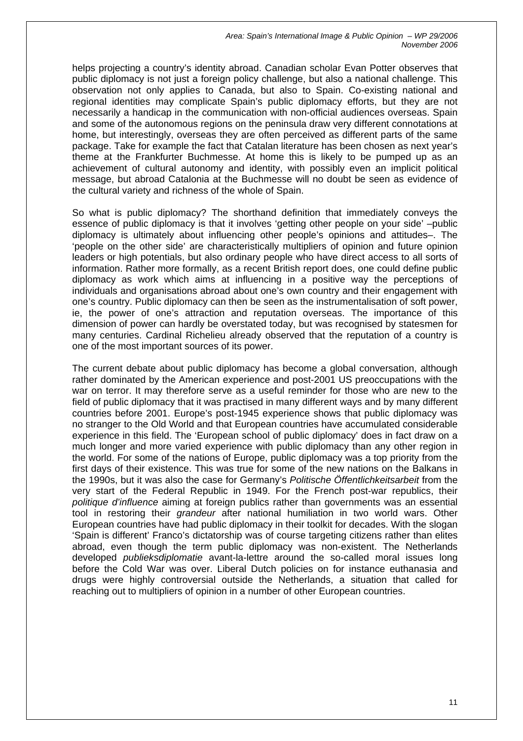helps projecting a country's identity abroad. Canadian scholar Evan Potter observes that public diplomacy is not just a foreign policy challenge, but also a national challenge. This observation not only applies to Canada, but also to Spain. Co-existing national and regional identities may complicate Spain's public diplomacy efforts, but they are not necessarily a handicap in the communication with non-official audiences overseas. Spain and some of the autonomous regions on the peninsula draw very different connotations at home, but interestingly, overseas they are often perceived as different parts of the same package. Take for example the fact that Catalan literature has been chosen as next year's theme at the Frankfurter Buchmesse. At home this is likely to be pumped up as an achievement of cultural autonomy and identity, with possibly even an implicit political message, but abroad Catalonia at the Buchmesse will no doubt be seen as evidence of the cultural variety and richness of the whole of Spain.

So what is public diplomacy? The shorthand definition that immediately conveys the essence of public diplomacy is that it involves 'getting other people on your side' –public diplomacy is ultimately about influencing other people's opinions and attitudes–. The 'people on the other side' are characteristically multipliers of opinion and future opinion leaders or high potentials, but also ordinary people who have direct access to all sorts of information. Rather more formally, as a recent British report does, one could define public diplomacy as work which aims at influencing in a positive way the perceptions of individuals and organisations abroad about one's own country and their engagement with one's country. Public diplomacy can then be seen as the instrumentalisation of soft power, ie, the power of one's attraction and reputation overseas. The importance of this dimension of power can hardly be overstated today, but was recognised by statesmen for many centuries. Cardinal Richelieu already observed that the reputation of a country is one of the most important sources of its power.

The current debate about public diplomacy has become a global conversation, although rather dominated by the American experience and post-2001 US preoccupations with the war on terror. It may therefore serve as a useful reminder for those who are new to the field of public diplomacy that it was practised in many different ways and by many different countries before 2001. Europe's post-1945 experience shows that public diplomacy was no stranger to the Old World and that European countries have accumulated considerable experience in this field. The 'European school of public diplomacy' does in fact draw on a much longer and more varied experience with public diplomacy than any other region in the world. For some of the nations of Europe, public diplomacy was a top priority from the first days of their existence. This was true for some of the new nations on the Balkans in the 1990s, but it was also the case for Germany's *Politische Öffentlichkeitsarbeit* from the very start of the Federal Republic in 1949. For the French post-war republics, their *politique d'influence* aiming at foreign publics rather than governments was an essential tool in restoring their *grandeur* after national humiliation in two world wars. Other European countries have had public diplomacy in their toolkit for decades. With the slogan 'Spain is different' Franco's dictatorship was of course targeting citizens rather than elites abroad, even though the term public diplomacy was non-existent. The Netherlands developed *publieksdiplomatie* avant-la-lettre around the so-called moral issues long before the Cold War was over. Liberal Dutch policies on for instance euthanasia and drugs were highly controversial outside the Netherlands, a situation that called for reaching out to multipliers of opinion in a number of other European countries.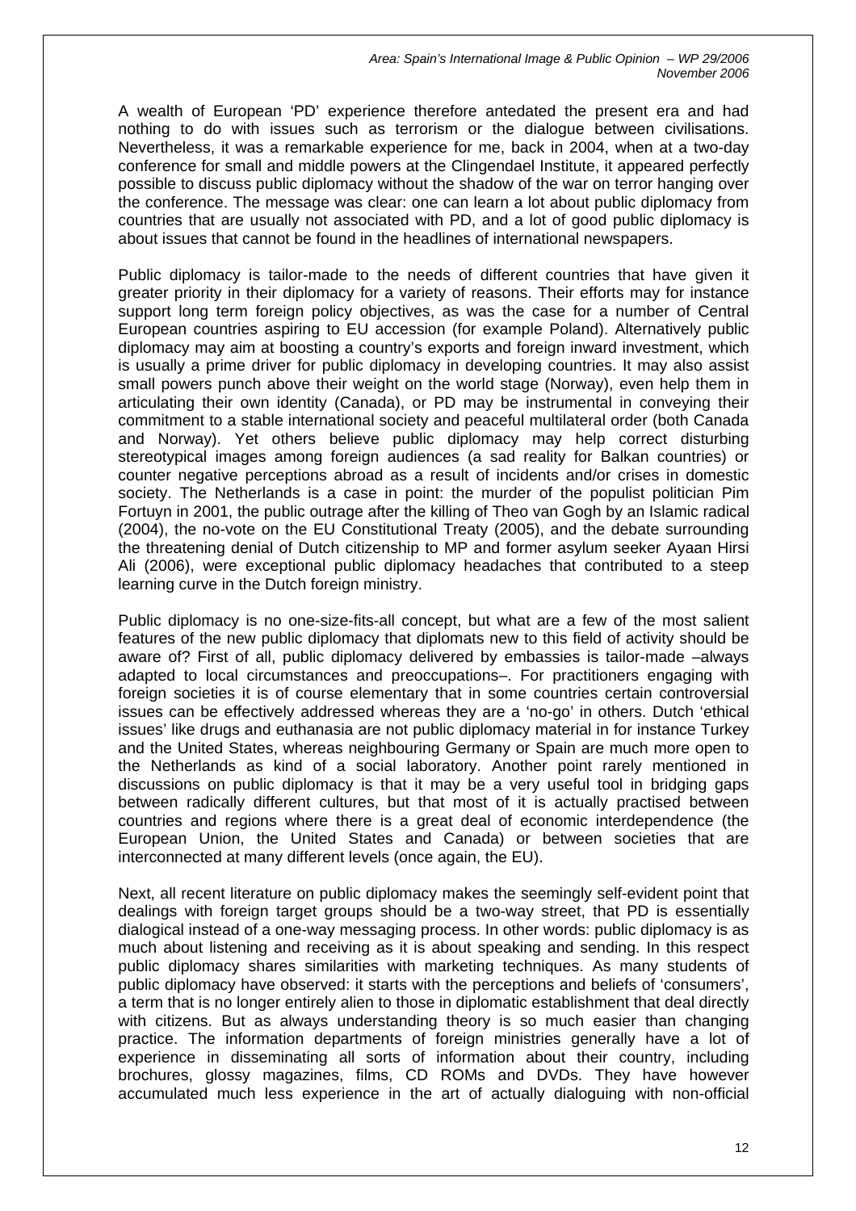A wealth of European 'PD' experience therefore antedated the present era and had nothing to do with issues such as terrorism or the dialogue between civilisations. Nevertheless, it was a remarkable experience for me, back in 2004, when at a two-day conference for small and middle powers at the Clingendael Institute, it appeared perfectly possible to discuss public diplomacy without the shadow of the war on terror hanging over the conference. The message was clear: one can learn a lot about public diplomacy from countries that are usually not associated with PD, and a lot of good public diplomacy is about issues that cannot be found in the headlines of international newspapers.

Public diplomacy is tailor-made to the needs of different countries that have given it greater priority in their diplomacy for a variety of reasons. Their efforts may for instance support long term foreign policy objectives, as was the case for a number of Central European countries aspiring to EU accession (for example Poland). Alternatively public diplomacy may aim at boosting a country's exports and foreign inward investment, which is usually a prime driver for public diplomacy in developing countries. It may also assist small powers punch above their weight on the world stage (Norway), even help them in articulating their own identity (Canada), or PD may be instrumental in conveying their commitment to a stable international society and peaceful multilateral order (both Canada and Norway). Yet others believe public diplomacy may help correct disturbing stereotypical images among foreign audiences (a sad reality for Balkan countries) or counter negative perceptions abroad as a result of incidents and/or crises in domestic society. The Netherlands is a case in point: the murder of the populist politician Pim Fortuyn in 2001, the public outrage after the killing of Theo van Gogh by an Islamic radical (2004), the no-vote on the EU Constitutional Treaty (2005), and the debate surrounding the threatening denial of Dutch citizenship to MP and former asylum seeker Ayaan Hirsi Ali (2006), were exceptional public diplomacy headaches that contributed to a steep learning curve in the Dutch foreign ministry.

Public diplomacy is no one-size-fits-all concept, but what are a few of the most salient features of the new public diplomacy that diplomats new to this field of activity should be aware of? First of all, public diplomacy delivered by embassies is tailor-made –always adapted to local circumstances and preoccupations–. For practitioners engaging with foreign societies it is of course elementary that in some countries certain controversial issues can be effectively addressed whereas they are a 'no-go' in others. Dutch 'ethical issues' like drugs and euthanasia are not public diplomacy material in for instance Turkey and the United States, whereas neighbouring Germany or Spain are much more open to the Netherlands as kind of a social laboratory. Another point rarely mentioned in discussions on public diplomacy is that it may be a very useful tool in bridging gaps between radically different cultures, but that most of it is actually practised between countries and regions where there is a great deal of economic interdependence (the European Union, the United States and Canada) or between societies that are interconnected at many different levels (once again, the EU).

Next, all recent literature on public diplomacy makes the seemingly self-evident point that dealings with foreign target groups should be a two-way street, that PD is essentially dialogical instead of a one-way messaging process. In other words: public diplomacy is as much about listening and receiving as it is about speaking and sending. In this respect public diplomacy shares similarities with marketing techniques. As many students of public diplomacy have observed: it starts with the perceptions and beliefs of 'consumers', a term that is no longer entirely alien to those in diplomatic establishment that deal directly with citizens. But as always understanding theory is so much easier than changing practice. The information departments of foreign ministries generally have a lot of experience in disseminating all sorts of information about their country, including brochures, glossy magazines, films, CD ROMs and DVDs. They have however accumulated much less experience in the art of actually dialoguing with non-official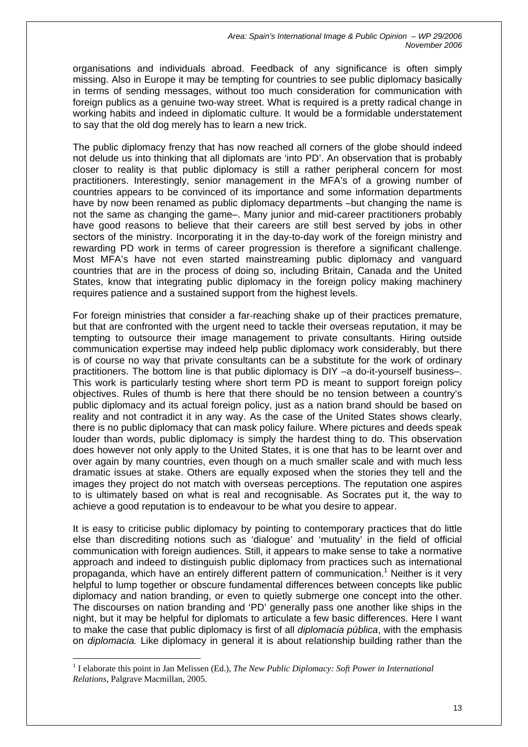organisations and individuals abroad. Feedback of any significance is often simply missing. Also in Europe it may be tempting for countries to see public diplomacy basically in terms of sending messages, without too much consideration for communication with foreign publics as a genuine two-way street. What is required is a pretty radical change in working habits and indeed in diplomatic culture. It would be a formidable understatement to say that the old dog merely has to learn a new trick.

The public diplomacy frenzy that has now reached all corners of the globe should indeed not delude us into thinking that all diplomats are 'into PD'. An observation that is probably closer to reality is that public diplomacy is still a rather peripheral concern for most practitioners. Interestingly, senior management in the MFA's of a growing number of countries appears to be convinced of its importance and some information departments have by now been renamed as public diplomacy departments –but changing the name is not the same as changing the game–. Many junior and mid-career practitioners probably have good reasons to believe that their careers are still best served by jobs in other sectors of the ministry. Incorporating it in the day-to-day work of the foreign ministry and rewarding PD work in terms of career progression is therefore a significant challenge. Most MFA's have not even started mainstreaming public diplomacy and vanguard countries that are in the process of doing so, including Britain, Canada and the United States, know that integrating public diplomacy in the foreign policy making machinery requires patience and a sustained support from the highest levels.

For foreign ministries that consider a far-reaching shake up of their practices premature, but that are confronted with the urgent need to tackle their overseas reputation, it may be tempting to outsource their image management to private consultants. Hiring outside communication expertise may indeed help public diplomacy work considerably, but there is of course no way that private consultants can be a substitute for the work of ordinary practitioners. The bottom line is that public diplomacy is DIY –a do-it-yourself business–. This work is particularly testing where short term PD is meant to support foreign policy objectives. Rules of thumb is here that there should be no tension between a country's public diplomacy and its actual foreign policy, just as a nation brand should be based on reality and not contradict it in any way. As the case of the United States shows clearly, there is no public diplomacy that can mask policy failure. Where pictures and deeds speak louder than words, public diplomacy is simply the hardest thing to do. This observation does however not only apply to the United States, it is one that has to be learnt over and over again by many countries, even though on a much smaller scale and with much less dramatic issues at stake. Others are equally exposed when the stories they tell and the images they project do not match with overseas perceptions. The reputation one aspires to is ultimately based on what is real and recognisable. As Socrates put it, the way to achieve a good reputation is to endeavour to be what you desire to appear.

It is easy to criticise public diplomacy by pointing to contemporary practices that do little else than discrediting notions such as 'dialogue' and 'mutuality' in the field of official communication with foreign audiences. Still, it appears to make sense to take a normative approach and indeed to distinguish public diplomacy from practices such as international propaganda, which have an entirely different pattern of communication.[1] Neither is it very helpful to lump together or obscure fundamental differences between concepts like public diplomacy and nation branding, or even to quietly submerge one concept into the other. The discourses on nation branding and 'PD' generally pass one another like ships in the night, but it may be helpful for diplomats to articulate a few basic differences. Here I want to make the case that public diplomacy is first of all *diplomacia pública*, with the emphasis on *diplomacia.* Like diplomacy in general it is about relationship building rather than the

[1] I elaborate this point in Jan Melissen (Ed.), *The New Public Diplomacy: Soft Power in International Relations*, Palgrave Macmillan, 2005.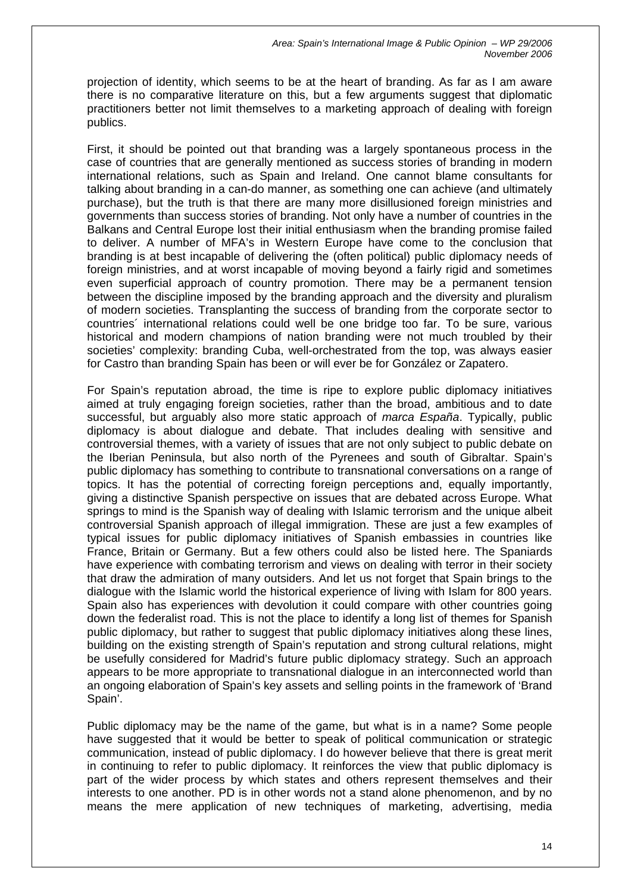projection of identity, which seems to be at the heart of branding. As far as I am aware there is no comparative literature on this, but a few arguments suggest that diplomatic practitioners better not limit themselves to a marketing approach of dealing with foreign publics.

First, it should be pointed out that branding was a largely spontaneous process in the case of countries that are generally mentioned as success stories of branding in modern international relations, such as Spain and Ireland. One cannot blame consultants for talking about branding in a can-do manner, as something one can achieve (and ultimately purchase), but the truth is that there are many more disillusioned foreign ministries and governments than success stories of branding. Not only have a number of countries in the Balkans and Central Europe lost their initial enthusiasm when the branding promise failed to deliver. A number of MFA's in Western Europe have come to the conclusion that branding is at best incapable of delivering the (often political) public diplomacy needs of foreign ministries, and at worst incapable of moving beyond a fairly rigid and sometimes even superficial approach of country promotion. There may be a permanent tension between the discipline imposed by the branding approach and the diversity and pluralism of modern societies. Transplanting the success of branding from the corporate sector to countries´ international relations could well be one bridge too far. To be sure, various historical and modern champions of nation branding were not much troubled by their societies' complexity: branding Cuba, well-orchestrated from the top, was always easier for Castro than branding Spain has been or will ever be for González or Zapatero.

For Spain's reputation abroad, the time is ripe to explore public diplomacy initiatives aimed at truly engaging foreign societies, rather than the broad, ambitious and to date successful, but arguably also more static approach of *marca España*. Typically, public diplomacy is about dialogue and debate. That includes dealing with sensitive and controversial themes, with a variety of issues that are not only subject to public debate on the Iberian Peninsula, but also north of the Pyrenees and south of Gibraltar. Spain's public diplomacy has something to contribute to transnational conversations on a range of topics. It has the potential of correcting foreign perceptions and, equally importantly, giving a distinctive Spanish perspective on issues that are debated across Europe. What springs to mind is the Spanish way of dealing with Islamic terrorism and the unique albeit controversial Spanish approach of illegal immigration. These are just a few examples of typical issues for public diplomacy initiatives of Spanish embassies in countries like France, Britain or Germany. But a few others could also be listed here. The Spaniards have experience with combating terrorism and views on dealing with terror in their society that draw the admiration of many outsiders. And let us not forget that Spain brings to the dialogue with the Islamic world the historical experience of living with Islam for 800 years. Spain also has experiences with devolution it could compare with other countries going down the federalist road. This is not the place to identify a long list of themes for Spanish public diplomacy, but rather to suggest that public diplomacy initiatives along these lines, building on the existing strength of Spain's reputation and strong cultural relations, might be usefully considered for Madrid's future public diplomacy strategy. Such an approach appears to be more appropriate to transnational dialogue in an interconnected world than an ongoing elaboration of Spain's key assets and selling points in the framework of 'Brand Spain'.

Public diplomacy may be the name of the game, but what is in a name? Some people have suggested that it would be better to speak of political communication or strategic communication, instead of public diplomacy. I do however believe that there is great merit in continuing to refer to public diplomacy. It reinforces the view that public diplomacy is part of the wider process by which states and others represent themselves and their interests to one another. PD is in other words not a stand alone phenomenon, and by no means the mere application of new techniques of marketing, advertising, media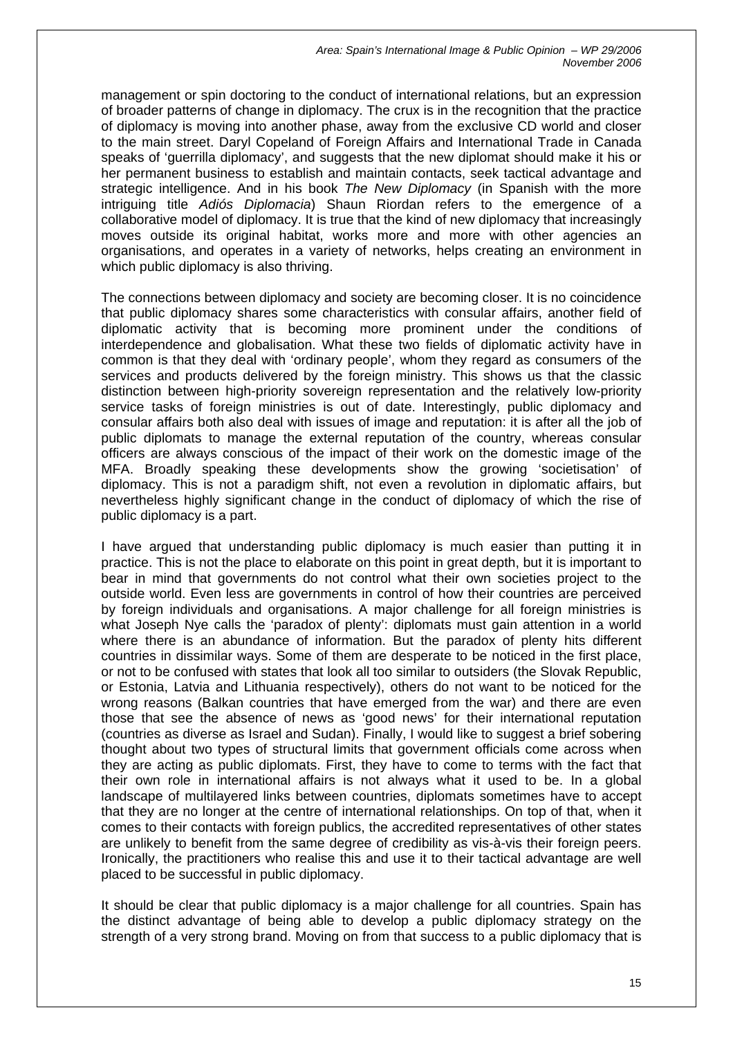management or spin doctoring to the conduct of international relations, but an expression of broader patterns of change in diplomacy. The crux is in the recognition that the practice of diplomacy is moving into another phase, away from the exclusive CD world and closer to the main street. Daryl Copeland of Foreign Affairs and International Trade in Canada speaks of 'guerrilla diplomacy', and suggests that the new diplomat should make it his or her permanent business to establish and maintain contacts, seek tactical advantage and strategic intelligence. And in his book *The New Diplomacy* (in Spanish with the more intriguing title *Adiós Diplomacia*) Shaun Riordan refers to the emergence of a collaborative model of diplomacy. It is true that the kind of new diplomacy that increasingly moves outside its original habitat, works more and more with other agencies an organisations, and operates in a variety of networks, helps creating an environment in which public diplomacy is also thriving.

The connections between diplomacy and society are becoming closer. It is no coincidence that public diplomacy shares some characteristics with consular affairs, another field of diplomatic activity that is becoming more prominent under the conditions of interdependence and globalisation. What these two fields of diplomatic activity have in common is that they deal with 'ordinary people', whom they regard as consumers of the services and products delivered by the foreign ministry. This shows us that the classic distinction between high-priority sovereign representation and the relatively low-priority service tasks of foreign ministries is out of date. Interestingly, public diplomacy and consular affairs both also deal with issues of image and reputation: it is after all the job of public diplomats to manage the external reputation of the country, whereas consular officers are always conscious of the impact of their work on the domestic image of the MFA. Broadly speaking these developments show the growing 'societisation' of diplomacy. This is not a paradigm shift, not even a revolution in diplomatic affairs, but nevertheless highly significant change in the conduct of diplomacy of which the rise of public diplomacy is a part.

I have argued that understanding public diplomacy is much easier than putting it in practice. This is not the place to elaborate on this point in great depth, but it is important to bear in mind that governments do not control what their own societies project to the outside world. Even less are governments in control of how their countries are perceived by foreign individuals and organisations. A major challenge for all foreign ministries is what Joseph Nye calls the 'paradox of plenty': diplomats must gain attention in a world where there is an abundance of information. But the paradox of plenty hits different countries in dissimilar ways. Some of them are desperate to be noticed in the first place, or not to be confused with states that look all too similar to outsiders (the Slovak Republic, or Estonia, Latvia and Lithuania respectively), others do not want to be noticed for the wrong reasons (Balkan countries that have emerged from the war) and there are even those that see the absence of news as 'good news' for their international reputation (countries as diverse as Israel and Sudan). Finally, I would like to suggest a brief sobering thought about two types of structural limits that government officials come across when they are acting as public diplomats. First, they have to come to terms with the fact that their own role in international affairs is not always what it used to be. In a global landscape of multilayered links between countries, diplomats sometimes have to accept that they are no longer at the centre of international relationships. On top of that, when it comes to their contacts with foreign publics, the accredited representatives of other states are unlikely to benefit from the same degree of credibility as vis-à-vis their foreign peers. Ironically, the practitioners who realise this and use it to their tactical advantage are well placed to be successful in public diplomacy.

It should be clear that public diplomacy is a major challenge for all countries. Spain has the distinct advantage of being able to develop a public diplomacy strategy on the strength of a very strong brand. Moving on from that success to a public diplomacy that is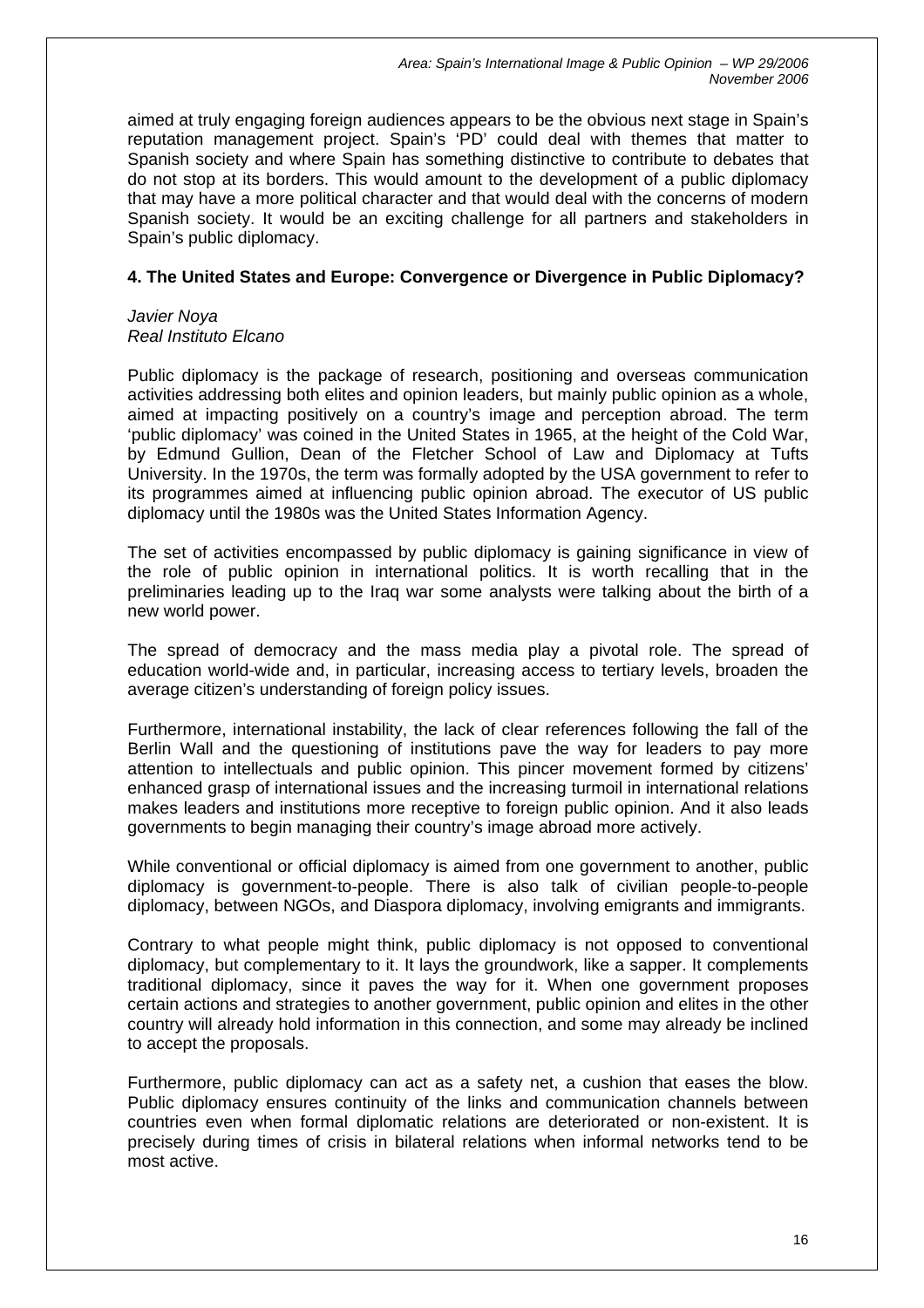aimed at truly engaging foreign audiences appears to be the obvious next stage in Spain's reputation management project. Spain's 'PD' could deal with themes that matter to Spanish society and where Spain has something distinctive to contribute to debates that do not stop at its borders. This would amount to the development of a public diplomacy that may have a more political character and that would deal with the concerns of modern Spanish society. It would be an exciting challenge for all partners and stakeholders in Spain's public diplomacy.

## 4. The United States and Europe: Convergence or Divergence in Public Diplomacy?

*Javier Noya*
*Real Instituto Elcano*

Public diplomacy is the package of research, positioning and overseas communication activities addressing both elites and opinion leaders, but mainly public opinion as a whole, aimed at impacting positively on a country's image and perception abroad. The term 'public diplomacy' was coined in the United States in 1965, at the height of the Cold War, by Edmund Gullion, Dean of the Fletcher School of Law and Diplomacy at Tufts University. In the 1970s, the term was formally adopted by the USA government to refer to its programmes aimed at influencing public opinion abroad. The executor of US public diplomacy until the 1980s was the United States Information Agency.

The set of activities encompassed by public diplomacy is gaining significance in view of the role of public opinion in international politics. It is worth recalling that in the preliminaries leading up to the Iraq war some analysts were talking about the birth of a new world power.

The spread of democracy and the mass media play a pivotal role. The spread of education world-wide and, in particular, increasing access to tertiary levels, broaden the average citizen's understanding of foreign policy issues.

Furthermore, international instability, the lack of clear references following the fall of the Berlin Wall and the questioning of institutions pave the way for leaders to pay more attention to intellectuals and public opinion. This pincer movement formed by citizens' enhanced grasp of international issues and the increasing turmoil in international relations makes leaders and institutions more receptive to foreign public opinion. And it also leads governments to begin managing their country's image abroad more actively.

While conventional or official diplomacy is aimed from one government to another, public diplomacy is government-to-people. There is also talk of civilian people-to-people diplomacy, between NGOs, and Diaspora diplomacy, involving emigrants and immigrants.

Contrary to what people might think, public diplomacy is not opposed to conventional diplomacy, but complementary to it. It lays the groundwork, like a sapper. It complements traditional diplomacy, since it paves the way for it. When one government proposes certain actions and strategies to another government, public opinion and elites in the other country will already hold information in this connection, and some may already be inclined to accept the proposals.

Furthermore, public diplomacy can act as a safety net, a cushion that eases the blow. Public diplomacy ensures continuity of the links and communication channels between countries even when formal diplomatic relations are deteriorated or non-existent. It is precisely during times of crisis in bilateral relations when informal networks tend to be most active.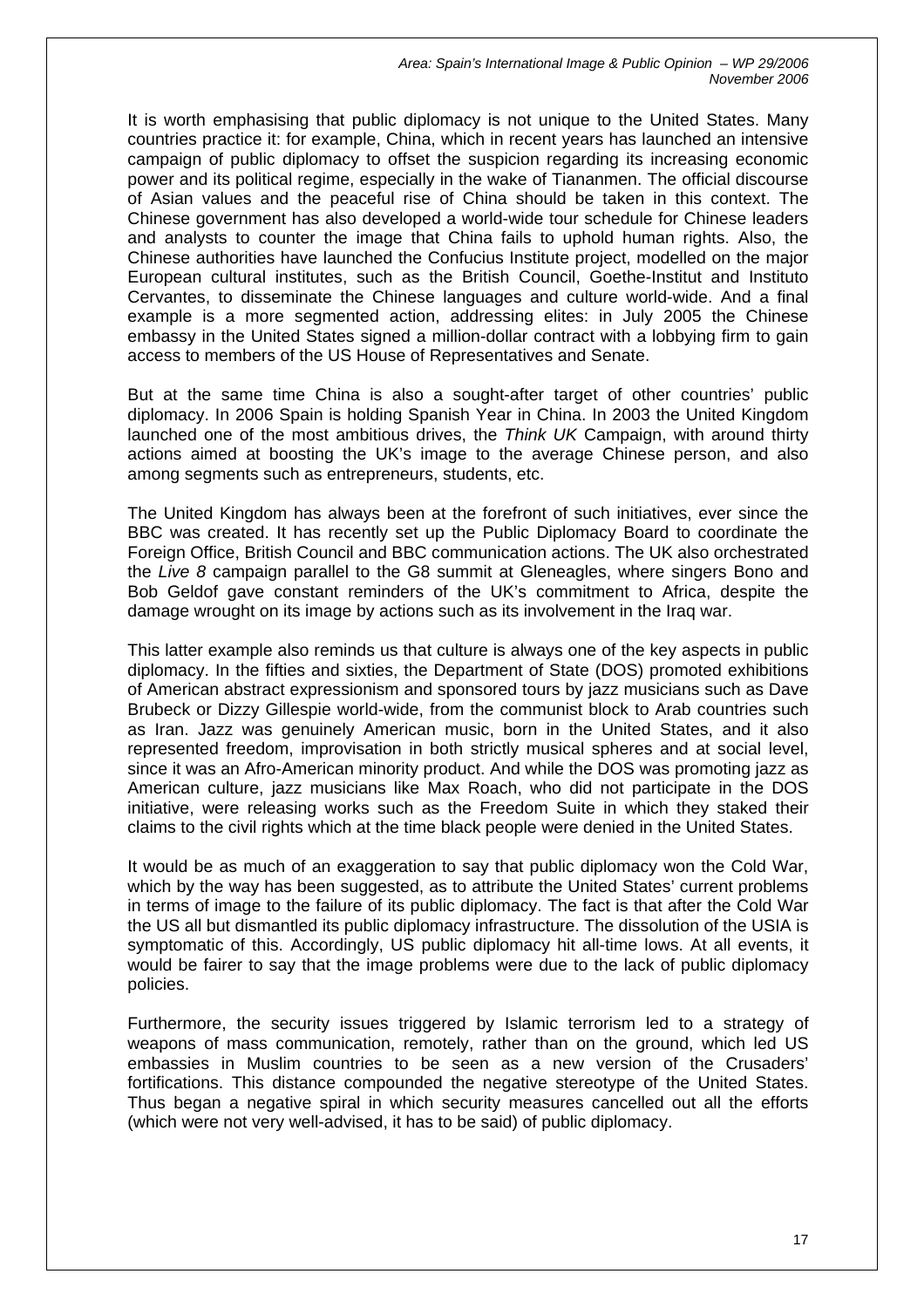It is worth emphasising that public diplomacy is not unique to the United States. Many countries practice it: for example, China, which in recent years has launched an intensive campaign of public diplomacy to offset the suspicion regarding its increasing economic power and its political regime, especially in the wake of Tiananmen. The official discourse of Asian values and the peaceful rise of China should be taken in this context. The Chinese government has also developed a world-wide tour schedule for Chinese leaders and analysts to counter the image that China fails to uphold human rights. Also, the Chinese authorities have launched the Confucius Institute project, modelled on the major European cultural institutes, such as the British Council, Goethe-Institut and Instituto Cervantes, to disseminate the Chinese languages and culture world-wide. And a final example is a more segmented action, addressing elites: in July 2005 the Chinese embassy in the United States signed a million-dollar contract with a lobbying firm to gain access to members of the US House of Representatives and Senate.

But at the same time China is also a sought-after target of other countries' public diplomacy. In 2006 Spain is holding Spanish Year in China. In 2003 the United Kingdom launched one of the most ambitious drives, the *Think UK* Campaign, with around thirty actions aimed at boosting the UK's image to the average Chinese person, and also among segments such as entrepreneurs, students, etc.

The United Kingdom has always been at the forefront of such initiatives, ever since the BBC was created. It has recently set up the Public Diplomacy Board to coordinate the Foreign Office, British Council and BBC communication actions. The UK also orchestrated the *Live 8* campaign parallel to the G8 summit at Gleneagles, where singers Bono and Bob Geldof gave constant reminders of the UK's commitment to Africa, despite the damage wrought on its image by actions such as its involvement in the Iraq war.

This latter example also reminds us that culture is always one of the key aspects in public diplomacy. In the fifties and sixties, the Department of State (DOS) promoted exhibitions of American abstract expressionism and sponsored tours by jazz musicians such as Dave Brubeck or Dizzy Gillespie world-wide, from the communist block to Arab countries such as Iran. Jazz was genuinely American music, born in the United States, and it also represented freedom, improvisation in both strictly musical spheres and at social level, since it was an Afro-American minority product. And while the DOS was promoting jazz as American culture, jazz musicians like Max Roach, who did not participate in the DOS initiative, were releasing works such as the Freedom Suite in which they staked their claims to the civil rights which at the time black people were denied in the United States.

It would be as much of an exaggeration to say that public diplomacy won the Cold War, which by the way has been suggested, as to attribute the United States' current problems in terms of image to the failure of its public diplomacy. The fact is that after the Cold War the US all but dismantled its public diplomacy infrastructure. The dissolution of the USIA is symptomatic of this. Accordingly, US public diplomacy hit all-time lows. At all events, it would be fairer to say that the image problems were due to the lack of public diplomacy policies.

Furthermore, the security issues triggered by Islamic terrorism led to a strategy of weapons of mass communication, remotely, rather than on the ground, which led US embassies in Muslim countries to be seen as a new version of the Crusaders' fortifications. This distance compounded the negative stereotype of the United States. Thus began a negative spiral in which security measures cancelled out all the efforts (which were not very well-advised, it has to be said) of public diplomacy.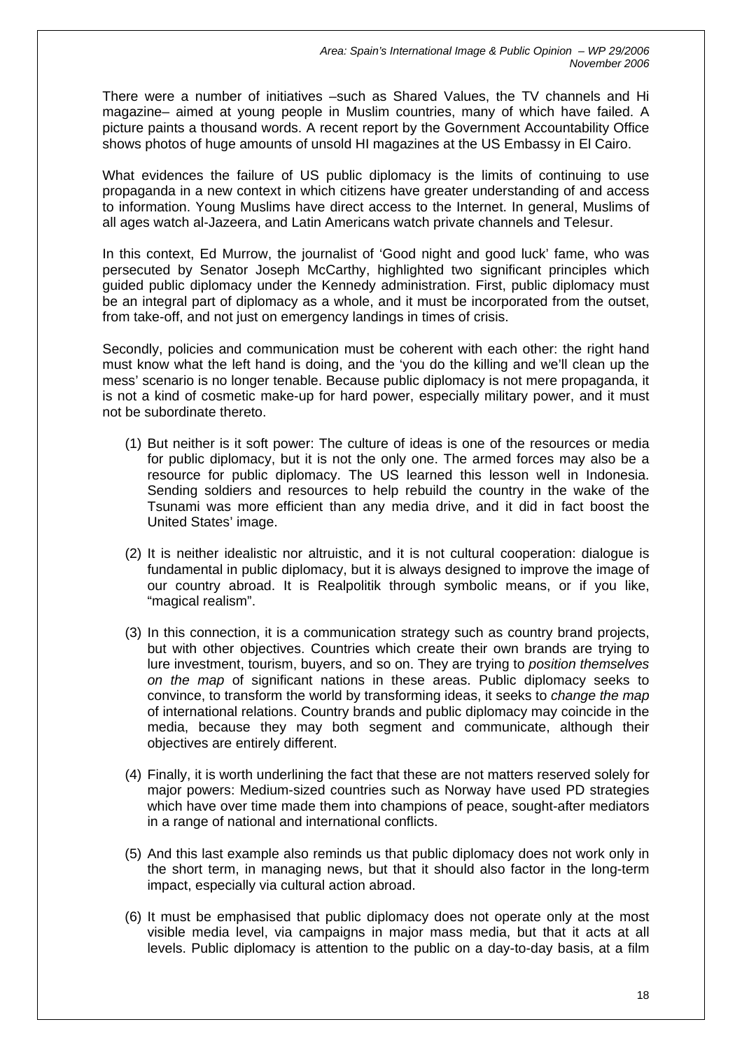There were a number of initiatives –such as Shared Values, the TV channels and Hi magazine– aimed at young people in Muslim countries, many of which have failed. A picture paints a thousand words. A recent report by the Government Accountability Office shows photos of huge amounts of unsold HI magazines at the US Embassy in El Cairo.

What evidences the failure of US public diplomacy is the limits of continuing to use propaganda in a new context in which citizens have greater understanding of and access to information. Young Muslims have direct access to the Internet. In general, Muslims of all ages watch al-Jazeera, and Latin Americans watch private channels and Telesur.

In this context, Ed Murrow, the journalist of 'Good night and good luck' fame, who was persecuted by Senator Joseph McCarthy, highlighted two significant principles which guided public diplomacy under the Kennedy administration. First, public diplomacy must be an integral part of diplomacy as a whole, and it must be incorporated from the outset, from take-off, and not just on emergency landings in times of crisis.

Secondly, policies and communication must be coherent with each other: the right hand must know what the left hand is doing, and the 'you do the killing and we'll clean up the mess' scenario is no longer tenable. Because public diplomacy is not mere propaganda, it is not a kind of cosmetic make-up for hard power, especially military power, and it must not be subordinate thereto.

(1) But neither is it soft power: The culture of ideas is one of the resources or media for public diplomacy, but it is not the only one. The armed forces may also be a resource for public diplomacy. The US learned this lesson well in Indonesia. Sending soldiers and resources to help rebuild the country in the wake of the Tsunami was more efficient than any media drive, and it did in fact boost the United States' image.

(2) It is neither idealistic nor altruistic, and it is not cultural cooperation: dialogue is fundamental in public diplomacy, but it is always designed to improve the image of our country abroad. It is Realpolitik through symbolic means, or if you like, "magical realism".

(3) In this connection, it is a communication strategy such as country brand projects, but with other objectives. Countries which create their own brands are trying to lure investment, tourism, buyers, and so on. They are trying to *position themselves on the map* of significant nations in these areas. Public diplomacy seeks to convince, to transform the world by transforming ideas, it seeks to *change the map* of international relations. Country brands and public diplomacy may coincide in the media, because they may both segment and communicate, although their objectives are entirely different.

(4) Finally, it is worth underlining the fact that these are not matters reserved solely for major powers: Medium-sized countries such as Norway have used PD strategies which have over time made them into champions of peace, sought-after mediators in a range of national and international conflicts.

(5) And this last example also reminds us that public diplomacy does not work only in the short term, in managing news, but that it should also factor in the long-term impact, especially via cultural action abroad.

(6) It must be emphasised that public diplomacy does not operate only at the most visible media level, via campaigns in major mass media, but that it acts at all levels. Public diplomacy is attention to the public on a day-to-day basis, at a film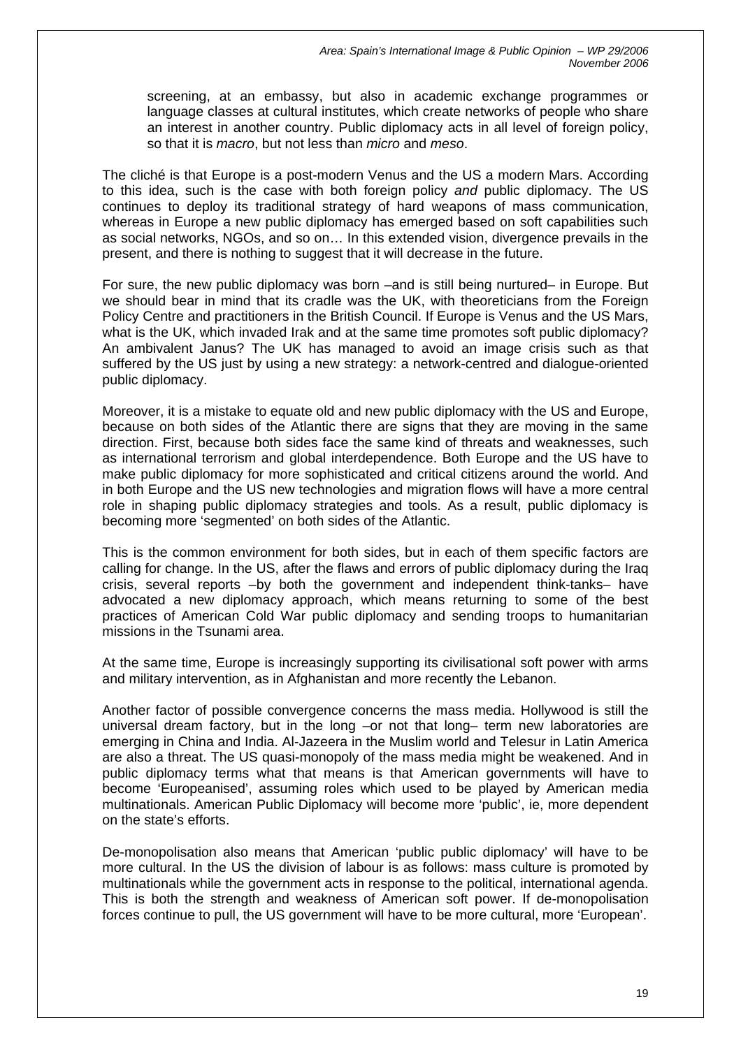screening, at an embassy, but also in academic exchange programmes or language classes at cultural institutes, which create networks of people who share an interest in another country. Public diplomacy acts in all level of foreign policy, so that it is *macro*, but not less than *micro* and *meso*.

The cliché is that Europe is a post-modern Venus and the US a modern Mars. According to this idea, such is the case with both foreign policy *and* public diplomacy. The US continues to deploy its traditional strategy of hard weapons of mass communication, whereas in Europe a new public diplomacy has emerged based on soft capabilities such as social networks, NGOs, and so on… In this extended vision, divergence prevails in the present, and there is nothing to suggest that it will decrease in the future.

For sure, the new public diplomacy was born –and is still being nurtured– in Europe. But we should bear in mind that its cradle was the UK, with theoreticians from the Foreign Policy Centre and practitioners in the British Council. If Europe is Venus and the US Mars, what is the UK, which invaded Irak and at the same time promotes soft public diplomacy? An ambivalent Janus? The UK has managed to avoid an image crisis such as that suffered by the US just by using a new strategy: a network-centred and dialogue-oriented public diplomacy.

Moreover, it is a mistake to equate old and new public diplomacy with the US and Europe, because on both sides of the Atlantic there are signs that they are moving in the same direction. First, because both sides face the same kind of threats and weaknesses, such as international terrorism and global interdependence. Both Europe and the US have to make public diplomacy for more sophisticated and critical citizens around the world. And in both Europe and the US new technologies and migration flows will have a more central role in shaping public diplomacy strategies and tools. As a result, public diplomacy is becoming more 'segmented' on both sides of the Atlantic.

This is the common environment for both sides, but in each of them specific factors are calling for change. In the US, after the flaws and errors of public diplomacy during the Iraq crisis, several reports –by both the government and independent think-tanks– have advocated a new diplomacy approach, which means returning to some of the best practices of American Cold War public diplomacy and sending troops to humanitarian missions in the Tsunami area.

At the same time, Europe is increasingly supporting its civilisational soft power with arms and military intervention, as in Afghanistan and more recently the Lebanon.

Another factor of possible convergence concerns the mass media. Hollywood is still the universal dream factory, but in the long –or not that long– term new laboratories are emerging in China and India. Al-Jazeera in the Muslim world and Telesur in Latin America are also a threat. The US quasi-monopoly of the mass media might be weakened. And in public diplomacy terms what that means is that American governments will have to become 'Europeanised', assuming roles which used to be played by American media multinationals. American Public Diplomacy will become more 'public', ie, more dependent on the state's efforts.

De-monopolisation also means that American 'public public diplomacy' will have to be more cultural. In the US the division of labour is as follows: mass culture is promoted by multinationals while the government acts in response to the political, international agenda. This is both the strength and weakness of American soft power. If de-monopolisation forces continue to pull, the US government will have to be more cultural, more 'European'.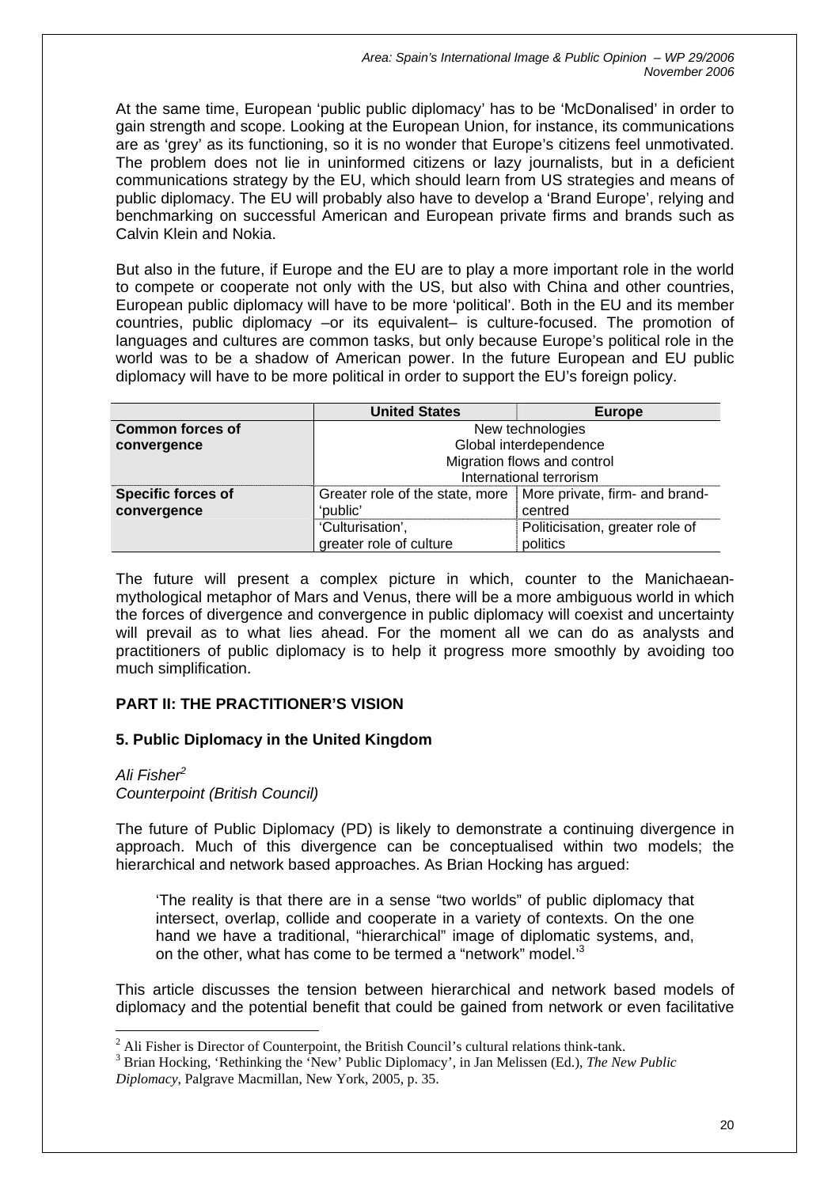At the same time, European 'public public diplomacy' has to be 'McDonalised' in order to gain strength and scope. Looking at the European Union, for instance, its communications are as 'grey' as its functioning, so it is no wonder that Europe's citizens feel unmotivated. The problem does not lie in uninformed citizens or lazy journalists, but in a deficient communications strategy by the EU, which should learn from US strategies and means of public diplomacy. The EU will probably also have to develop a 'Brand Europe', relying and benchmarking on successful American and European private firms and brands such as Calvin Klein and Nokia.

But also in the future, if Europe and the EU are to play a more important role in the world to compete or cooperate not only with the US, but also with China and other countries, European public diplomacy will have to be more 'political'. Both in the EU and its member countries, public diplomacy –or its equivalent– is culture-focused. The promotion of languages and cultures are common tasks, but only because Europe's political role in the world was to be a shadow of American power. In the future European and EU public diplomacy will have to be more political in order to support the EU's foreign policy.

| | United States | Europe |
|---|---|---|
| **Common forces of convergence** | New technologies<br>Global interdependence<br>Migration flows and control<br>International terrorism | |
| **Specific forces of convergence** | Greater role of the state, more 'public' | More private, firm- and brand-centred |
| | 'Culturisation', greater role of culture | Politicisation, greater role of politics |

The future will present a complex picture in which, counter to the Manichaean-mythological metaphor of Mars and Venus, there will be a more ambiguous world in which the forces of divergence and convergence in public diplomacy will coexist and uncertainty will prevail as to what lies ahead. For the moment all we can do as analysts and practitioners of public diplomacy is to help it progress more smoothly by avoiding too much simplification.

## PART II: THE PRACTITIONER'S VISION

### 5. Public Diplomacy in the United Kingdom

*Ali Fisher*[2]
*Counterpoint (British Council)*

The future of Public Diplomacy (PD) is likely to demonstrate a continuing divergence in approach. Much of this divergence can be conceptualised within two models; the hierarchical and network based approaches. As Brian Hocking has argued:

> 'The reality is that there are in a sense "two worlds" of public diplomacy that intersect, overlap, collide and cooperate in a variety of contexts. On the one hand we have a traditional, "hierarchical" image of diplomatic systems, and, on the other, what has come to be termed a "network" model.'[3]

This article discusses the tension between hierarchical and network based models of diplomacy and the potential benefit that could be gained from network or even facilitative

---

[2] Ali Fisher is Director of Counterpoint, the British Council's cultural relations think-tank.

[3] Brian Hocking, 'Rethinking the 'New' Public Diplomacy', in Jan Melissen (Ed.), *The New Public Diplomacy*, Palgrave Macmillan, New York, 2005, p. 35.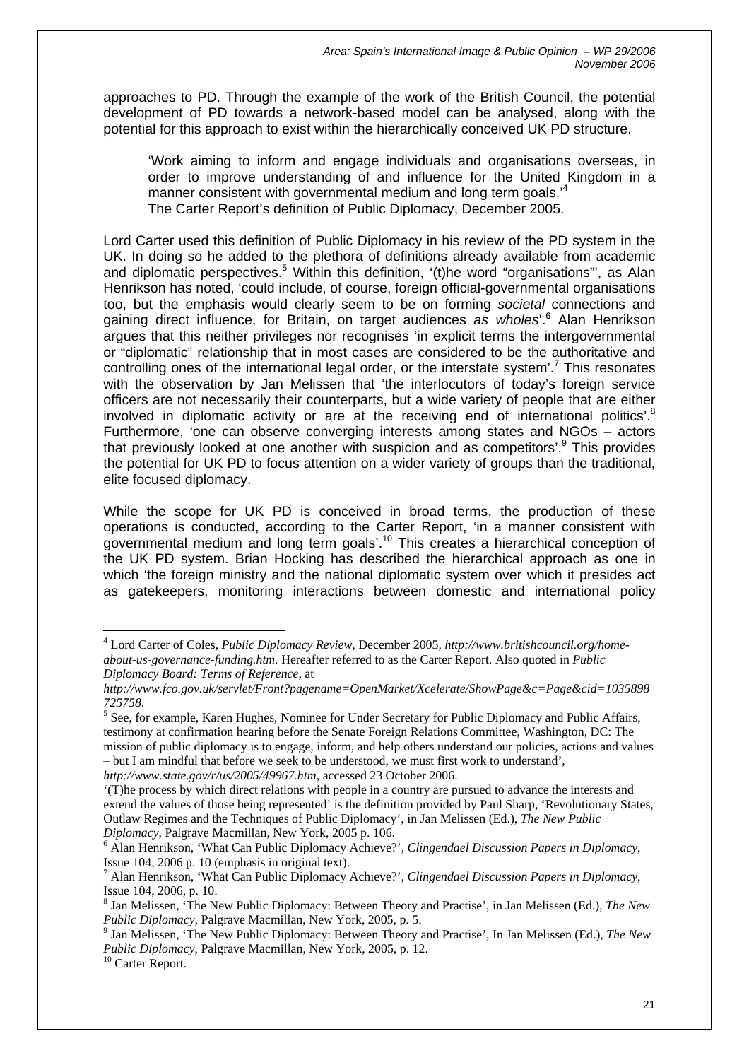approaches to PD. Through the example of the work of the British Council, the potential development of PD towards a network-based model can be analysed, along with the potential for this approach to exist within the hierarchically conceived UK PD structure.

> 'Work aiming to inform and engage individuals and organisations overseas, in order to improve understanding of and influence for the United Kingdom in a manner consistent with governmental medium and long term goals.'[4]
> The Carter Report's definition of Public Diplomacy, December 2005.

Lord Carter used this definition of Public Diplomacy in his review of the PD system in the UK. In doing so he added to the plethora of definitions already available from academic and diplomatic perspectives.[5] Within this definition, '(t)he word "organisations"', as Alan Henrikson has noted, 'could include, of course, foreign official-governmental organisations too, but the emphasis would clearly seem to be on forming *societal* connections and gaining direct influence, for Britain, on target audiences *as wholes*'.[6] Alan Henrikson argues that this neither privileges nor recognises 'in explicit terms the intergovernmental or "diplomatic" relationship that in most cases are considered to be the authoritative and controlling ones of the international legal order, or the interstate system'.[7] This resonates with the observation by Jan Melissen that 'the interlocutors of today's foreign service officers are not necessarily their counterparts, but a wide variety of people that are either involved in diplomatic activity or are at the receiving end of international politics'.[8] Furthermore, 'one can observe converging interests among states and NGOs – actors that previously looked at one another with suspicion and as competitors'.[9] This provides the potential for UK PD to focus attention on a wider variety of groups than the traditional, elite focused diplomacy.

While the scope for UK PD is conceived in broad terms, the production of these operations is conducted, according to the Carter Report, 'in a manner consistent with governmental medium and long term goals'.[10] This creates a hierarchical conception of the UK PD system. Brian Hocking has described the hierarchical approach as one in which 'the foreign ministry and the national diplomatic system over which it presides act as gatekeepers, monitoring interactions between domestic and international policy

---

[4] Lord Carter of Coles, *Public Diplomacy Review*, December 2005, *http://www.britishcouncil.org/home-about-us-governance-funding.htm.* Hereafter referred to as the Carter Report. Also quoted in *Public Diplomacy Board: Terms of Reference*, at *http://www.fco.gov.uk/servlet/Front?pagename=OpenMarket/Xcelerate/ShowPage&c=Page&cid=1035898725758*.

[5] See, for example, Karen Hughes, Nominee for Under Secretary for Public Diplomacy and Public Affairs, testimony at confirmation hearing before the Senate Foreign Relations Committee, Washington, DC: The mission of public diplomacy is to engage, inform, and help others understand our policies, actions and values – but I am mindful that before we seek to be understood, we must first work to understand', *http://www.state.gov/r/us/2005/49967.htm*, accessed 23 October 2006.

'(T)he process by which direct relations with people in a country are pursued to advance the interests and extend the values of those being represented' is the definition provided by Paul Sharp, 'Revolutionary States, Outlaw Regimes and the Techniques of Public Diplomacy', in Jan Melissen (Ed.), *The New Public Diplomacy*, Palgrave Macmillan, New York, 2005 p. 106.

[6] Alan Henrikson, 'What Can Public Diplomacy Achieve?', *Clingendael Discussion Papers in Diplomacy*, Issue 104, 2006 p. 10 (emphasis in original text).

[7] Alan Henrikson, 'What Can Public Diplomacy Achieve?', *Clingendael Discussion Papers in Diplomacy*, Issue 104, 2006, p. 10.

[8] Jan Melissen, 'The New Public Diplomacy: Between Theory and Practise', in Jan Melissen (Ed.), *The New Public Diplomacy*, Palgrave Macmillan, New York, 2005, p. 5.

[9] Jan Melissen, 'The New Public Diplomacy: Between Theory and Practise', In Jan Melissen (Ed.), *The New Public Diplomacy*, Palgrave Macmillan, New York, 2005, p. 12.

[10] Carter Report.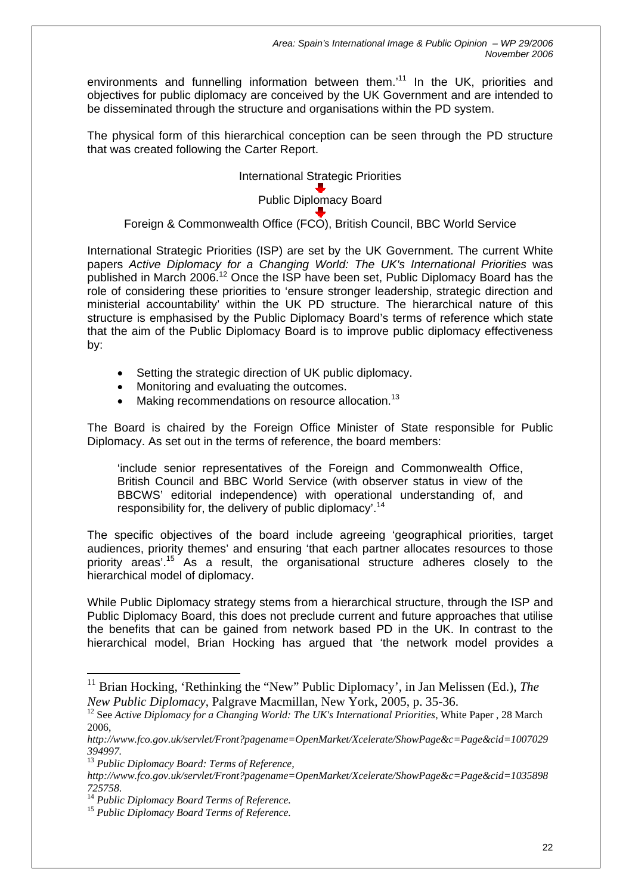environments and funnelling information between them.'[11] In the UK, priorities and objectives for public diplomacy are conceived by the UK Government and are intended to be disseminated through the structure and organisations within the PD system.

The physical form of this hierarchical conception can be seen through the PD structure that was created following the Carter Report.

International Strategic Priorities

↓

Public Diplomacy Board

↓

Foreign & Commonwealth Office (FCO), British Council, BBC World Service

International Strategic Priorities (ISP) are set by the UK Government. The current White papers *Active Diplomacy for a Changing World: The UK's International Priorities* was published in March 2006.[12] Once the ISP have been set, Public Diplomacy Board has the role of considering these priorities to 'ensure stronger leadership, strategic direction and ministerial accountability' within the UK PD structure. The hierarchical nature of this structure is emphasised by the Public Diplomacy Board's terms of reference which state that the aim of the Public Diplomacy Board is to improve public diplomacy effectiveness by:

- Setting the strategic direction of UK public diplomacy.
- Monitoring and evaluating the outcomes.
- Making recommendations on resource allocation.[13]

The Board is chaired by the Foreign Office Minister of State responsible for Public Diplomacy. As set out in the terms of reference, the board members:

> 'include senior representatives of the Foreign and Commonwealth Office, British Council and BBC World Service (with observer status in view of the BBCWS' editorial independence) with operational understanding of, and responsibility for, the delivery of public diplomacy'.[14]

The specific objectives of the board include agreeing 'geographical priorities, target audiences, priority themes' and ensuring 'that each partner allocates resources to those priority areas'.[15] As a result, the organisational structure adheres closely to the hierarchical model of diplomacy.

While Public Diplomacy strategy stems from a hierarchical structure, through the ISP and Public Diplomacy Board, this does not preclude current and future approaches that utilise the benefits that can be gained from network based PD in the UK. In contrast to the hierarchical model, Brian Hocking has argued that 'the network model provides a

---

[11] Brian Hocking, 'Rethinking the "New" Public Diplomacy', in Jan Melissen (Ed.), *The New Public Diplomacy*, Palgrave Macmillan, New York, 2005, p. 35-36.

[12] See *Active Diplomacy for a Changing World: The UK's International Priorities*, White Paper , 28 March 2006, *http://www.fco.gov.uk/servlet/Front?pagename=OpenMarket/Xcelerate/ShowPage&c=Page&cid=1007029394997.*

[13] *Public Diplomacy Board: Terms of Reference, http://www.fco.gov.uk/servlet/Front?pagename=OpenMarket/Xcelerate/ShowPage&c=Page&cid=1035898725758.*

[14] *Public Diplomacy Board Terms of Reference.*

[15] *Public Diplomacy Board Terms of Reference.*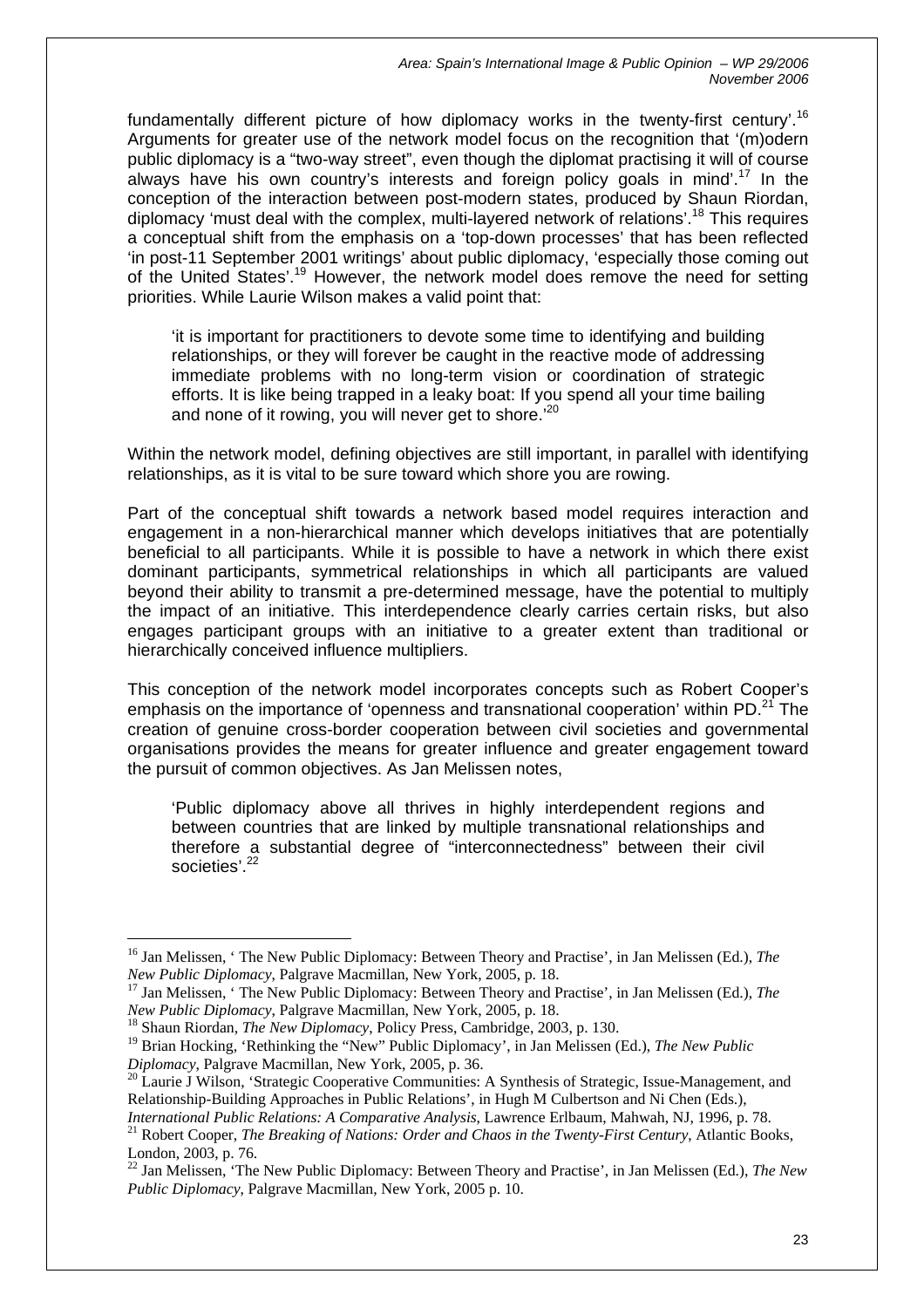fundamentally different picture of how diplomacy works in the twenty-first century'.[16] Arguments for greater use of the network model focus on the recognition that '(m)odern public diplomacy is a "two-way street", even though the diplomat practising it will of course always have his own country's interests and foreign policy goals in mind'.[17] In the conception of the interaction between post-modern states, produced by Shaun Riordan, diplomacy 'must deal with the complex, multi-layered network of relations'.[18] This requires a conceptual shift from the emphasis on a 'top-down processes' that has been reflected 'in post-11 September 2001 writings' about public diplomacy, 'especially those coming out of the United States'.[19] However, the network model does remove the need for setting priorities. While Laurie Wilson makes a valid point that:

> 'it is important for practitioners to devote some time to identifying and building relationships, or they will forever be caught in the reactive mode of addressing immediate problems with no long-term vision or coordination of strategic efforts. It is like being trapped in a leaky boat: If you spend all your time bailing and none of it rowing, you will never get to shore.'[20]

Within the network model, defining objectives are still important, in parallel with identifying relationships, as it is vital to be sure toward which shore you are rowing.

Part of the conceptual shift towards a network based model requires interaction and engagement in a non-hierarchical manner which develops initiatives that are potentially beneficial to all participants. While it is possible to have a network in which there exist dominant participants, symmetrical relationships in which all participants are valued beyond their ability to transmit a pre-determined message, have the potential to multiply the impact of an initiative. This interdependence clearly carries certain risks, but also engages participant groups with an initiative to a greater extent than traditional or hierarchically conceived influence multipliers.

This conception of the network model incorporates concepts such as Robert Cooper's emphasis on the importance of 'openness and transnational cooperation' within PD.[21] The creation of genuine cross-border cooperation between civil societies and governmental organisations provides the means for greater influence and greater engagement toward the pursuit of common objectives. As Jan Melissen notes,

> 'Public diplomacy above all thrives in highly interdependent regions and between countries that are linked by multiple transnational relationships and therefore a substantial degree of "interconnectedness" between their civil societies'.[22]

---

[16] Jan Melissen, ' The New Public Diplomacy: Between Theory and Practise', in Jan Melissen (Ed.), *The New Public Diplomacy*, Palgrave Macmillan, New York, 2005, p. 18.

[17] Jan Melissen, ' The New Public Diplomacy: Between Theory and Practise', in Jan Melissen (Ed.), *The New Public Diplomacy*, Palgrave Macmillan, New York, 2005, p. 18.

[18] Shaun Riordan, *The New Diplomacy*, Policy Press, Cambridge, 2003, p. 130.

[19] Brian Hocking, 'Rethinking the "New" Public Diplomacy', in Jan Melissen (Ed.), *The New Public Diplomacy*, Palgrave Macmillan, New York, 2005, p. 36.

[20] Laurie J Wilson, 'Strategic Cooperative Communities: A Synthesis of Strategic, Issue-Management, and Relationship-Building Approaches in Public Relations', in Hugh M Culbertson and Ni Chen (Eds.), *International Public Relations: A Comparative Analysis*, Lawrence Erlbaum, Mahwah, NJ, 1996, p. 78.

[21] Robert Cooper, *The Breaking of Nations: Order and Chaos in the Twenty-First Century*, Atlantic Books, London, 2003, p. 76.

[22] Jan Melissen, 'The New Public Diplomacy: Between Theory and Practise', in Jan Melissen (Ed.), *The New Public Diplomacy*, Palgrave Macmillan, New York, 2005 p. 10.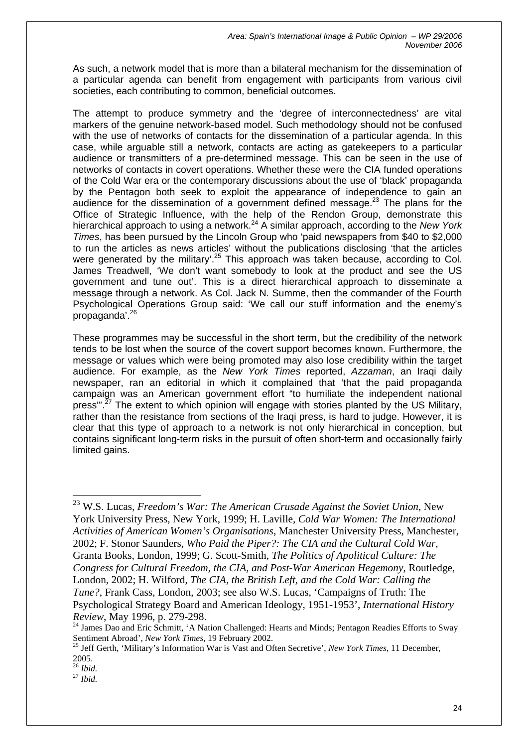As such, a network model that is more than a bilateral mechanism for the dissemination of a particular agenda can benefit from engagement with participants from various civil societies, each contributing to common, beneficial outcomes.

The attempt to produce symmetry and the 'degree of interconnectedness' are vital markers of the genuine network-based model. Such methodology should not be confused with the use of networks of contacts for the dissemination of a particular agenda. In this case, while arguable still a network, contacts are acting as gatekeepers to a particular audience or transmitters of a pre-determined message. This can be seen in the use of networks of contacts in covert operations. Whether these were the CIA funded operations of the Cold War era or the contemporary discussions about the use of 'black' propaganda by the Pentagon both seek to exploit the appearance of independence to gain an audience for the dissemination of a government defined message.[23] The plans for the Office of Strategic Influence, with the help of the Rendon Group, demonstrate this hierarchical approach to using a network.[24] A similar approach, according to the *New York Times*, has been pursued by the Lincoln Group who 'paid newspapers from $40 to $2,000 to run the articles as news articles' without the publications disclosing 'that the articles were generated by the military'.[25] This approach was taken because, according to Col. James Treadwell, 'We don't want somebody to look at the product and see the US government and tune out'. This is a direct hierarchical approach to disseminate a message through a network. As Col. Jack N. Summe, then the commander of the Fourth Psychological Operations Group said: 'We call our stuff information and the enemy's propaganda'.[26]

These programmes may be successful in the short term, but the credibility of the network tends to be lost when the source of the covert support becomes known. Furthermore, the message or values which were being promoted may also lose credibility within the target audience. For example, as the *New York Times* reported, *Azzaman*, an Iraqi daily newspaper, ran an editorial in which it complained that 'that the paid propaganda campaign was an American government effort "to humiliate the independent national press"'.[27] The extent to which opinion will engage with stories planted by the US Military, rather than the resistance from sections of the Iraqi press, is hard to judge. However, it is clear that this type of approach to a network is not only hierarchical in conception, but contains significant long-term risks in the pursuit of often short-term and occasionally fairly limited gains.

---

[23] W.S. Lucas, *Freedom's War: The American Crusade Against the Soviet Union*, New York University Press, New York, 1999; H. Laville, *Cold War Women: The International Activities of American Women's Organisations*, Manchester University Press, Manchester, 2002; F. Stonor Saunders, *Who Paid the Piper?: The CIA and the Cultural Cold War*, Granta Books, London, 1999; G. Scott-Smith, *The Politics of Apolitical Culture: The Congress for Cultural Freedom, the CIA, and Post-War American Hegemony*, Routledge, London, 2002; H. Wilford, *The CIA, the British Left, and the Cold War: Calling the Tune?*, Frank Cass, London, 2003; see also W.S. Lucas, 'Campaigns of Truth: The Psychological Strategy Board and American Ideology, 1951-1953', *International History Review*, May 1996, p. 279-298.

[24] James Dao and Eric Schmitt, 'A Nation Challenged: Hearts and Minds; Pentagon Readies Efforts to Sway Sentiment Abroad', *New York Times*, 19 February 2002.

[25] Jeff Gerth, 'Military's Information War is Vast and Often Secretive', *New York Times*, 11 December, 2005.

[26] *Ibid.*

[27] *Ibid.*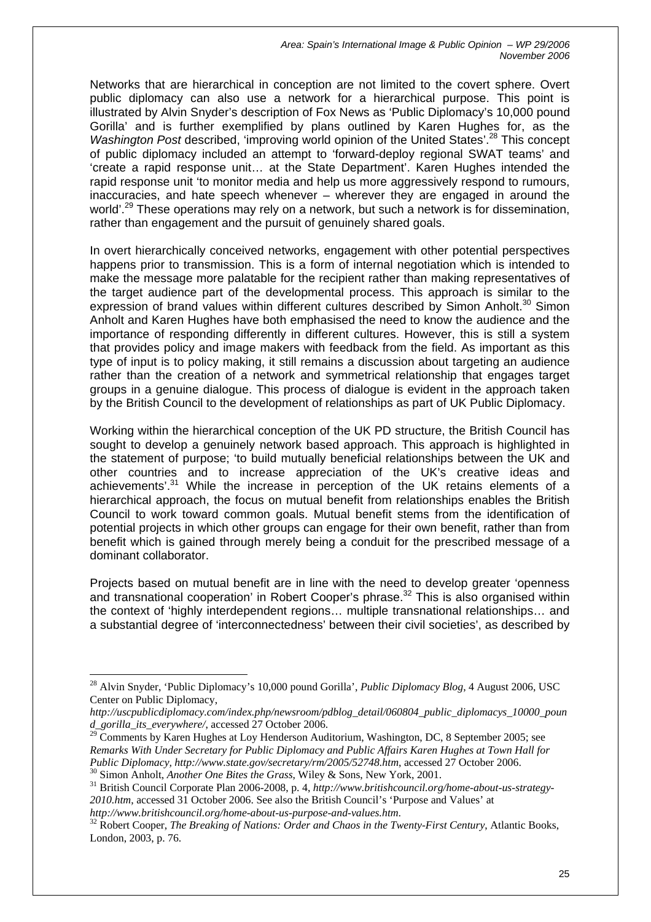Networks that are hierarchical in conception are not limited to the covert sphere. Overt public diplomacy can also use a network for a hierarchical purpose. This point is illustrated by Alvin Snyder's description of Fox News as 'Public Diplomacy's 10,000 pound Gorilla' and is further exemplified by plans outlined by Karen Hughes for, as the *Washington Post* described, 'improving world opinion of the United States'.[28] This concept of public diplomacy included an attempt to 'forward-deploy regional SWAT teams' and 'create a rapid response unit… at the State Department'. Karen Hughes intended the rapid response unit 'to monitor media and help us more aggressively respond to rumours, inaccuracies, and hate speech whenever – wherever they are engaged in around the world'.[29] These operations may rely on a network, but such a network is for dissemination, rather than engagement and the pursuit of genuinely shared goals.

In overt hierarchically conceived networks, engagement with other potential perspectives happens prior to transmission. This is a form of internal negotiation which is intended to make the message more palatable for the recipient rather than making representatives of the target audience part of the developmental process. This approach is similar to the expression of brand values within different cultures described by Simon Anholt.[30] Simon Anholt and Karen Hughes have both emphasised the need to know the audience and the importance of responding differently in different cultures. However, this is still a system that provides policy and image makers with feedback from the field. As important as this type of input is to policy making, it still remains a discussion about targeting an audience rather than the creation of a network and symmetrical relationship that engages target groups in a genuine dialogue. This process of dialogue is evident in the approach taken by the British Council to the development of relationships as part of UK Public Diplomacy.

Working within the hierarchical conception of the UK PD structure, the British Council has sought to develop a genuinely network based approach. This approach is highlighted in the statement of purpose; 'to build mutually beneficial relationships between the UK and other countries and to increase appreciation of the UK's creative ideas and achievements'.[31] While the increase in perception of the UK retains elements of a hierarchical approach, the focus on mutual benefit from relationships enables the British Council to work toward common goals. Mutual benefit stems from the identification of potential projects in which other groups can engage for their own benefit, rather than from benefit which is gained through merely being a conduit for the prescribed message of a dominant collaborator.

Projects based on mutual benefit are in line with the need to develop greater 'openness and transnational cooperation' in Robert Cooper's phrase.[32] This is also organised within the context of 'highly interdependent regions… multiple transnational relationships… and a substantial degree of 'interconnectedness' between their civil societies', as described by

---

[28] Alvin Snyder, 'Public Diplomacy's 10,000 pound Gorilla', *Public Diplomacy Blog*, 4 August 2006, USC Center on Public Diplomacy, *http://uscpublicdiplomacy.com/index.php/newsroom/pdblog_detail/060804_public_diplomacys_10000_pound_gorilla_its_everywhere/*, accessed 27 October 2006.

[29] Comments by Karen Hughes at Loy Henderson Auditorium, Washington, DC, 8 September 2005; see *Remarks With Under Secretary for Public Diplomacy and Public Affairs Karen Hughes at Town Hall for Public Diplomacy*, *http://www.state.gov/secretary/rm/2005/52748.htm*, accessed 27 October 2006.

[30] Simon Anholt, *Another One Bites the Grass*, Wiley & Sons, New York, 2001.

[31] British Council Corporate Plan 2006-2008, p. 4, *http://www.britishcouncil.org/home-about-us-strategy-2010.htm*, accessed 31 October 2006. See also the British Council's 'Purpose and Values' at *http://www.britishcouncil.org/home-about-us-purpose-and-values.htm*.

[32] Robert Cooper, *The Breaking of Nations: Order and Chaos in the Twenty-First Century*, Atlantic Books, London, 2003, p. 76.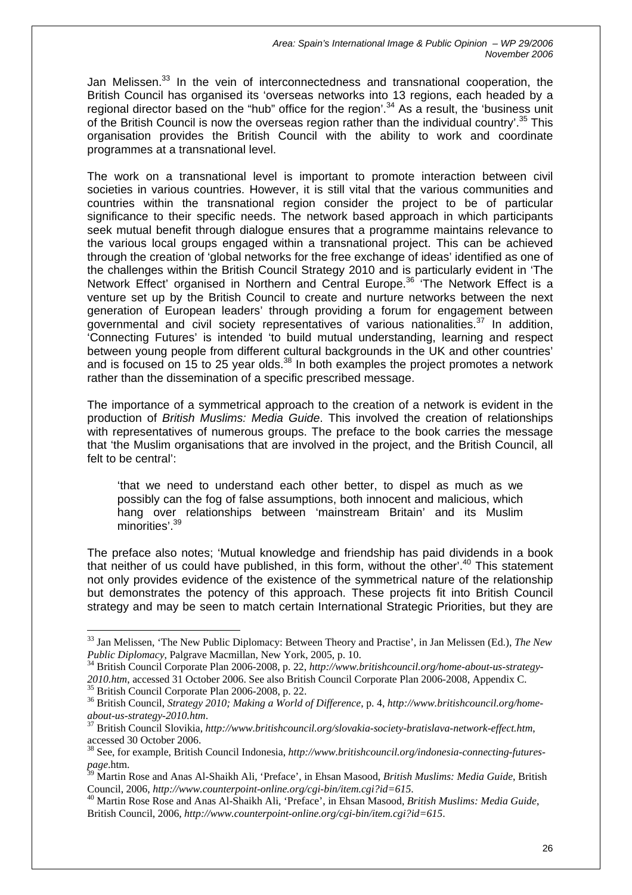Jan Melissen.[33] In the vein of interconnectedness and transnational cooperation, the British Council has organised its 'overseas networks into 13 regions, each headed by a regional director based on the "hub" office for the region'.[34] As a result, the 'business unit of the British Council is now the overseas region rather than the individual country'.[35] This organisation provides the British Council with the ability to work and coordinate programmes at a transnational level.

The work on a transnational level is important to promote interaction between civil societies in various countries. However, it is still vital that the various communities and countries within the transnational region consider the project to be of particular significance to their specific needs. The network based approach in which participants seek mutual benefit through dialogue ensures that a programme maintains relevance to the various local groups engaged within a transnational project. This can be achieved through the creation of 'global networks for the free exchange of ideas' identified as one of the challenges within the British Council Strategy 2010 and is particularly evident in 'The Network Effect' organised in Northern and Central Europe.[36] 'The Network Effect is a venture set up by the British Council to create and nurture networks between the next generation of European leaders' through providing a forum for engagement between governmental and civil society representatives of various nationalities.[37] In addition, 'Connecting Futures' is intended 'to build mutual understanding, learning and respect between young people from different cultural backgrounds in the UK and other countries' and is focused on 15 to 25 year olds.[38] In both examples the project promotes a network rather than the dissemination of a specific prescribed message.

The importance of a symmetrical approach to the creation of a network is evident in the production of *British Muslims: Media Guide*. This involved the creation of relationships with representatives of numerous groups. The preface to the book carries the message that 'the Muslim organisations that are involved in the project, and the British Council, all felt to be central':

> 'that we need to understand each other better, to dispel as much as we possibly can the fog of false assumptions, both innocent and malicious, which hang over relationships between 'mainstream Britain' and its Muslim minorities'.[39]

The preface also notes; 'Mutual knowledge and friendship has paid dividends in a book that neither of us could have published, in this form, without the other'.[40] This statement not only provides evidence of the existence of the symmetrical nature of the relationship but demonstrates the potency of this approach. These projects fit into British Council strategy and may be seen to match certain International Strategic Priorities, but they are

---

[33] Jan Melissen, 'The New Public Diplomacy: Between Theory and Practise', in Jan Melissen (Ed.), *The New Public Diplomacy*, Palgrave Macmillan, New York, 2005, p. 10.

[34] British Council Corporate Plan 2006-2008, p. 22, *http://www.britishcouncil.org/home-about-us-strategy-2010.htm*, accessed 31 October 2006. See also British Council Corporate Plan 2006-2008, Appendix C.

[35] British Council Corporate Plan 2006-2008, p. 22.

[36] British Council, *Strategy 2010; Making a World of Difference*, p. 4, *http://www.britishcouncil.org/home-about-us-strategy-2010.htm*.

[37] British Council Slovikia, *http://www.britishcouncil.org/slovakia-society-bratislava-network-effect.htm*, accessed 30 October 2006.

[38] See, for example, British Council Indonesia, *http://www.britishcouncil.org/indonesia-connecting-futures-page*.htm.

[39] Martin Rose and Anas Al-Shaikh Ali, 'Preface', in Ehsan Masood, *British Muslims: Media Guide*, British Council, 2006, *http://www.counterpoint-online.org/cgi-bin/item.cgi?id=615*.

[40] Martin Rose Rose and Anas Al-Shaikh Ali, 'Preface', in Ehsan Masood, *British Muslims: Media Guide*, British Council, 2006, *http://www.counterpoint-online.org/cgi-bin/item.cgi?id=615*.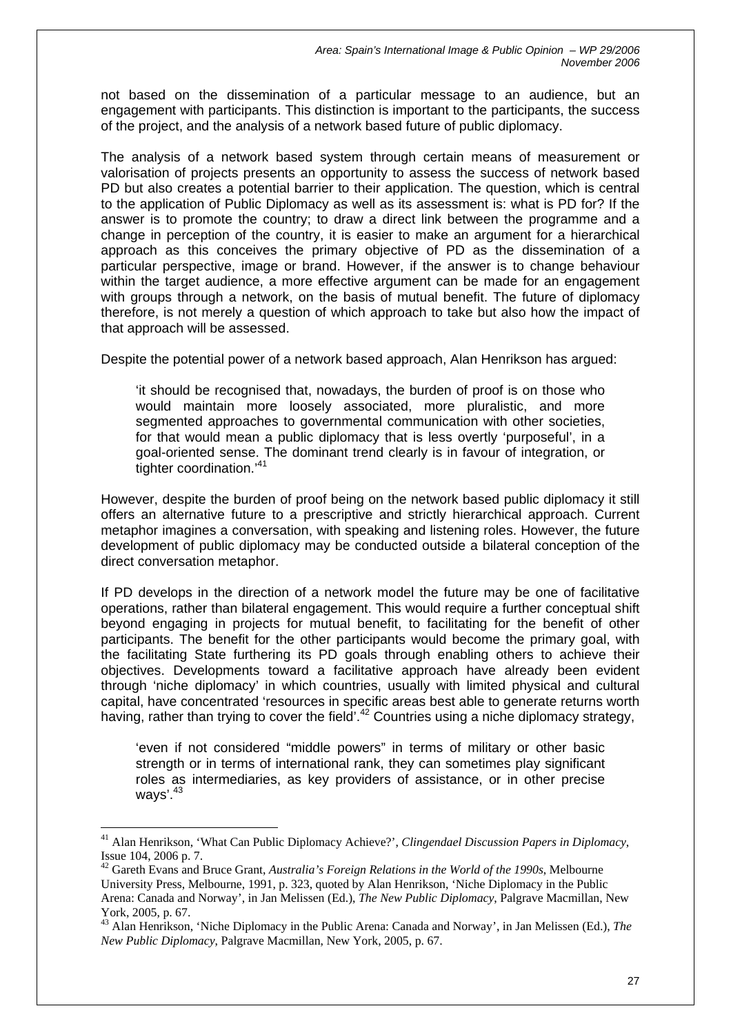not based on the dissemination of a particular message to an audience, but an engagement with participants. This distinction is important to the participants, the success of the project, and the analysis of a network based future of public diplomacy.

The analysis of a network based system through certain means of measurement or valorisation of projects presents an opportunity to assess the success of network based PD but also creates a potential barrier to their application. The question, which is central to the application of Public Diplomacy as well as its assessment is: what is PD for? If the answer is to promote the country; to draw a direct link between the programme and a change in perception of the country, it is easier to make an argument for a hierarchical approach as this conceives the primary objective of PD as the dissemination of a particular perspective, image or brand. However, if the answer is to change behaviour within the target audience, a more effective argument can be made for an engagement with groups through a network, on the basis of mutual benefit. The future of diplomacy therefore, is not merely a question of which approach to take but also how the impact of that approach will be assessed.

Despite the potential power of a network based approach, Alan Henrikson has argued:

> 'it should be recognised that, nowadays, the burden of proof is on those who would maintain more loosely associated, more pluralistic, and more segmented approaches to governmental communication with other societies, for that would mean a public diplomacy that is less overtly 'purposeful', in a goal-oriented sense. The dominant trend clearly is in favour of integration, or tighter coordination.'[41]

However, despite the burden of proof being on the network based public diplomacy it still offers an alternative future to a prescriptive and strictly hierarchical approach. Current metaphor imagines a conversation, with speaking and listening roles. However, the future development of public diplomacy may be conducted outside a bilateral conception of the direct conversation metaphor.

If PD develops in the direction of a network model the future may be one of facilitative operations, rather than bilateral engagement. This would require a further conceptual shift beyond engaging in projects for mutual benefit, to facilitating for the benefit of other participants. The benefit for the other participants would become the primary goal, with the facilitating State furthering its PD goals through enabling others to achieve their objectives. Developments toward a facilitative approach have already been evident through 'niche diplomacy' in which countries, usually with limited physical and cultural capital, have concentrated 'resources in specific areas best able to generate returns worth having, rather than trying to cover the field'.[42] Countries using a niche diplomacy strategy,

> 'even if not considered "middle powers" in terms of military or other basic strength or in terms of international rank, they can sometimes play significant roles as intermediaries, as key providers of assistance, or in other precise ways'.[43]

---

[41] Alan Henrikson, 'What Can Public Diplomacy Achieve?', *Clingendael Discussion Papers in Diplomacy*, Issue 104, 2006 p. 7.

[42] Gareth Evans and Bruce Grant, *Australia's Foreign Relations in the World of the 1990s*, Melbourne University Press, Melbourne, 1991, p. 323, quoted by Alan Henrikson, 'Niche Diplomacy in the Public Arena: Canada and Norway', in Jan Melissen (Ed.), *The New Public Diplomacy*, Palgrave Macmillan, New York, 2005, p. 67.

[43] Alan Henrikson, 'Niche Diplomacy in the Public Arena: Canada and Norway', in Jan Melissen (Ed.), *The New Public Diplomacy*, Palgrave Macmillan, New York, 2005, p. 67.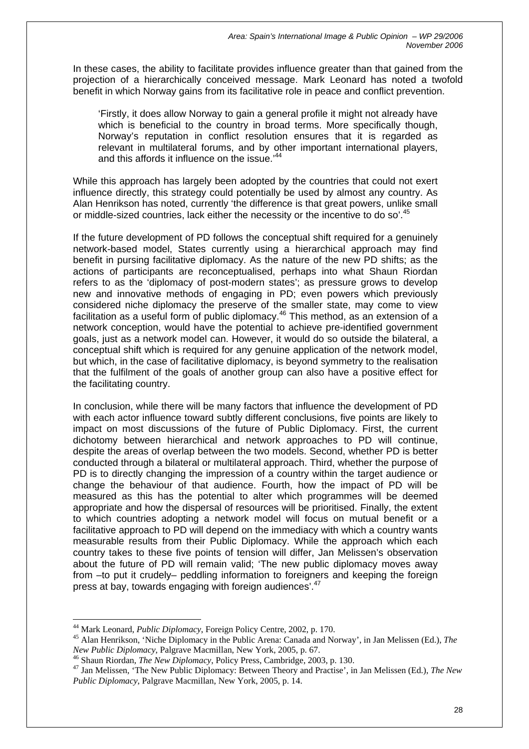In these cases, the ability to facilitate provides influence greater than that gained from the projection of a hierarchically conceived message. Mark Leonard has noted a twofold benefit in which Norway gains from its facilitative role in peace and conflict prevention.

> 'Firstly, it does allow Norway to gain a general profile it might not already have which is beneficial to the country in broad terms. More specifically though, Norway's reputation in conflict resolution ensures that it is regarded as relevant in multilateral forums, and by other important international players, and this affords it influence on the issue.'[44]

While this approach has largely been adopted by the countries that could not exert influence directly, this strategy could potentially be used by almost any country. As Alan Henrikson has noted, currently 'the difference is that great powers, unlike small or middle-sized countries, lack either the necessity or the incentive to do so'.[45]

If the future development of PD follows the conceptual shift required for a genuinely network-based model, States currently using a hierarchical approach may find benefit in pursing facilitative diplomacy. As the nature of the new PD shifts; as the actions of participants are reconceptualised, perhaps into what Shaun Riordan refers to as the 'diplomacy of post-modern states'; as pressure grows to develop new and innovative methods of engaging in PD; even powers which previously considered niche diplomacy the preserve of the smaller state, may come to view facilitation as a useful form of public diplomacy.[46] This method, as an extension of a network conception, would have the potential to achieve pre-identified government goals, just as a network model can. However, it would do so outside the bilateral, a conceptual shift which is required for any genuine application of the network model, but which, in the case of facilitative diplomacy, is beyond symmetry to the realisation that the fulfilment of the goals of another group can also have a positive effect for the facilitating country.

In conclusion, while there will be many factors that influence the development of PD with each actor influence toward subtly different conclusions, five points are likely to impact on most discussions of the future of Public Diplomacy. First, the current dichotomy between hierarchical and network approaches to PD will continue, despite the areas of overlap between the two models. Second, whether PD is better conducted through a bilateral or multilateral approach. Third, whether the purpose of PD is to directly changing the impression of a country within the target audience or change the behaviour of that audience. Fourth, how the impact of PD will be measured as this has the potential to alter which programmes will be deemed appropriate and how the dispersal of resources will be prioritised. Finally, the extent to which countries adopting a network model will focus on mutual benefit or a facilitative approach to PD will depend on the immediacy with which a country wants measurable results from their Public Diplomacy. While the approach which each country takes to these five points of tension will differ, Jan Melissen's observation about the future of PD will remain valid; 'The new public diplomacy moves away from –to put it crudely– peddling information to foreigners and keeping the foreign press at bay, towards engaging with foreign audiences'.[47]

---

[44] Mark Leonard, *Public Diplomacy*, Foreign Policy Centre, 2002, p. 170.

[45] Alan Henrikson, 'Niche Diplomacy in the Public Arena: Canada and Norway', in Jan Melissen (Ed.), *The New Public Diplomacy*, Palgrave Macmillan, New York, 2005, p. 67.

[46] Shaun Riordan, *The New Diplomacy*, Policy Press, Cambridge, 2003, p. 130.

[47] Jan Melissen, 'The New Public Diplomacy: Between Theory and Practise', in Jan Melissen (Ed.), *The New Public Diplomacy*, Palgrave Macmillan, New York, 2005, p. 14.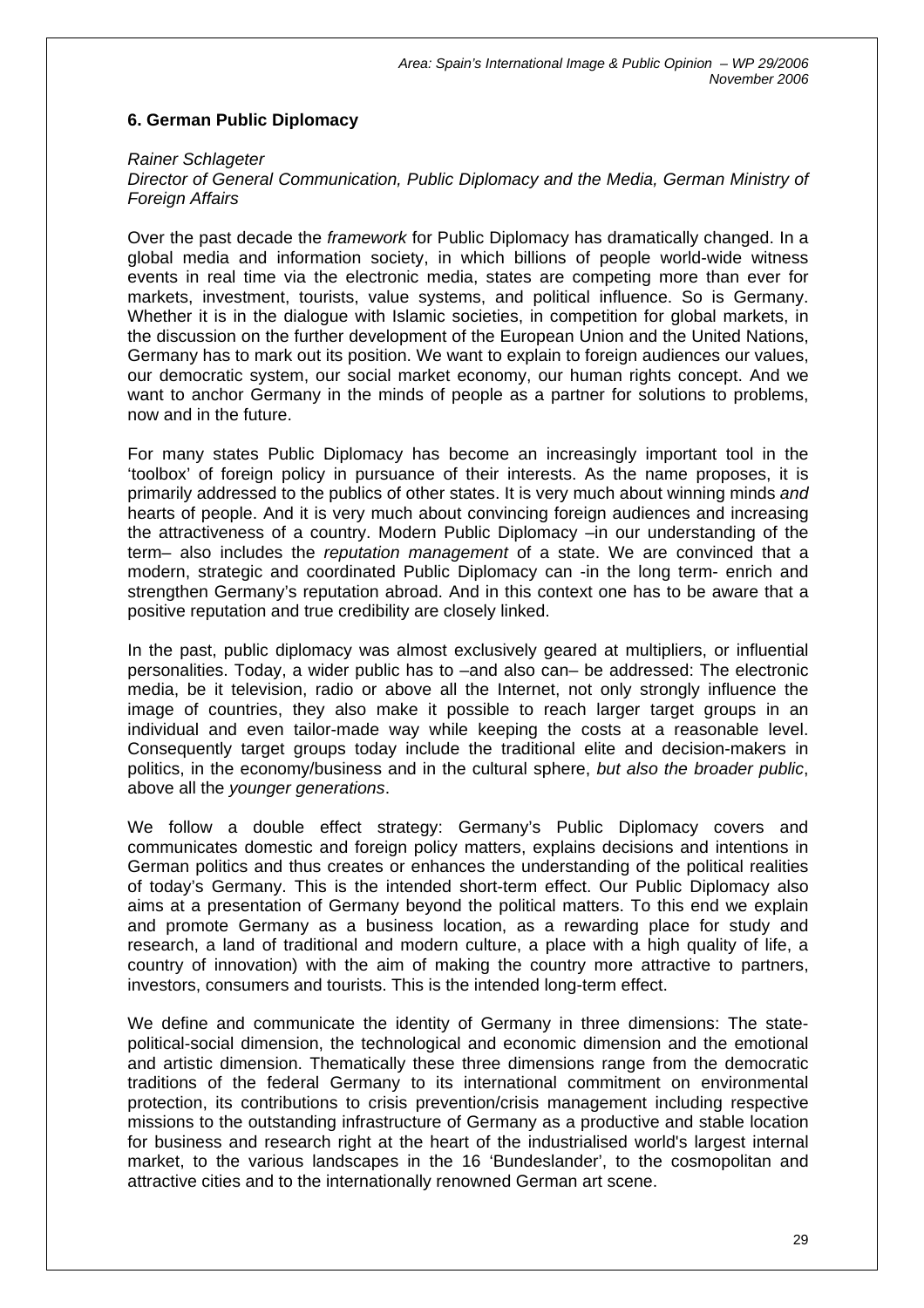## 6. German Public Diplomacy

*Rainer Schlageter*
*Director of General Communication, Public Diplomacy and the Media, German Ministry of Foreign Affairs*

Over the past decade the *framework* for Public Diplomacy has dramatically changed. In a global media and information society, in which billions of people world-wide witness events in real time via the electronic media, states are competing more than ever for markets, investment, tourists, value systems, and political influence. So is Germany. Whether it is in the dialogue with Islamic societies, in competition for global markets, in the discussion on the further development of the European Union and the United Nations, Germany has to mark out its position. We want to explain to foreign audiences our values, our democratic system, our social market economy, our human rights concept. And we want to anchor Germany in the minds of people as a partner for solutions to problems, now and in the future.

For many states Public Diplomacy has become an increasingly important tool in the 'toolbox' of foreign policy in pursuance of their interests. As the name proposes, it is primarily addressed to the publics of other states. It is very much about winning minds *and* hearts of people. And it is very much about convincing foreign audiences and increasing the attractiveness of a country. Modern Public Diplomacy –in our understanding of the term– also includes the *reputation management* of a state. We are convinced that a modern, strategic and coordinated Public Diplomacy can -in the long term- enrich and strengthen Germany's reputation abroad. And in this context one has to be aware that a positive reputation and true credibility are closely linked.

In the past, public diplomacy was almost exclusively geared at multipliers, or influential personalities. Today, a wider public has to –and also can– be addressed: The electronic media, be it television, radio or above all the Internet, not only strongly influence the image of countries, they also make it possible to reach larger target groups in an individual and even tailor-made way while keeping the costs at a reasonable level. Consequently target groups today include the traditional elite and decision-makers in politics, in the economy/business and in the cultural sphere, *but also the broader public*, above all the *younger generations*.

We follow a double effect strategy: Germany's Public Diplomacy covers and communicates domestic and foreign policy matters, explains decisions and intentions in German politics and thus creates or enhances the understanding of the political realities of today's Germany. This is the intended short-term effect. Our Public Diplomacy also aims at a presentation of Germany beyond the political matters. To this end we explain and promote Germany as a business location, as a rewarding place for study and research, a land of traditional and modern culture, a place with a high quality of life, a country of innovation) with the aim of making the country more attractive to partners, investors, consumers and tourists. This is the intended long-term effect.

We define and communicate the identity of Germany in three dimensions: The state-political-social dimension, the technological and economic dimension and the emotional and artistic dimension. Thematically these three dimensions range from the democratic traditions of the federal Germany to its international commitment on environmental protection, its contributions to crisis prevention/crisis management including respective missions to the outstanding infrastructure of Germany as a productive and stable location for business and research right at the heart of the industrialised world's largest internal market, to the various landscapes in the 16 'Bundeslander', to the cosmopolitan and attractive cities and to the internationally renowned German art scene.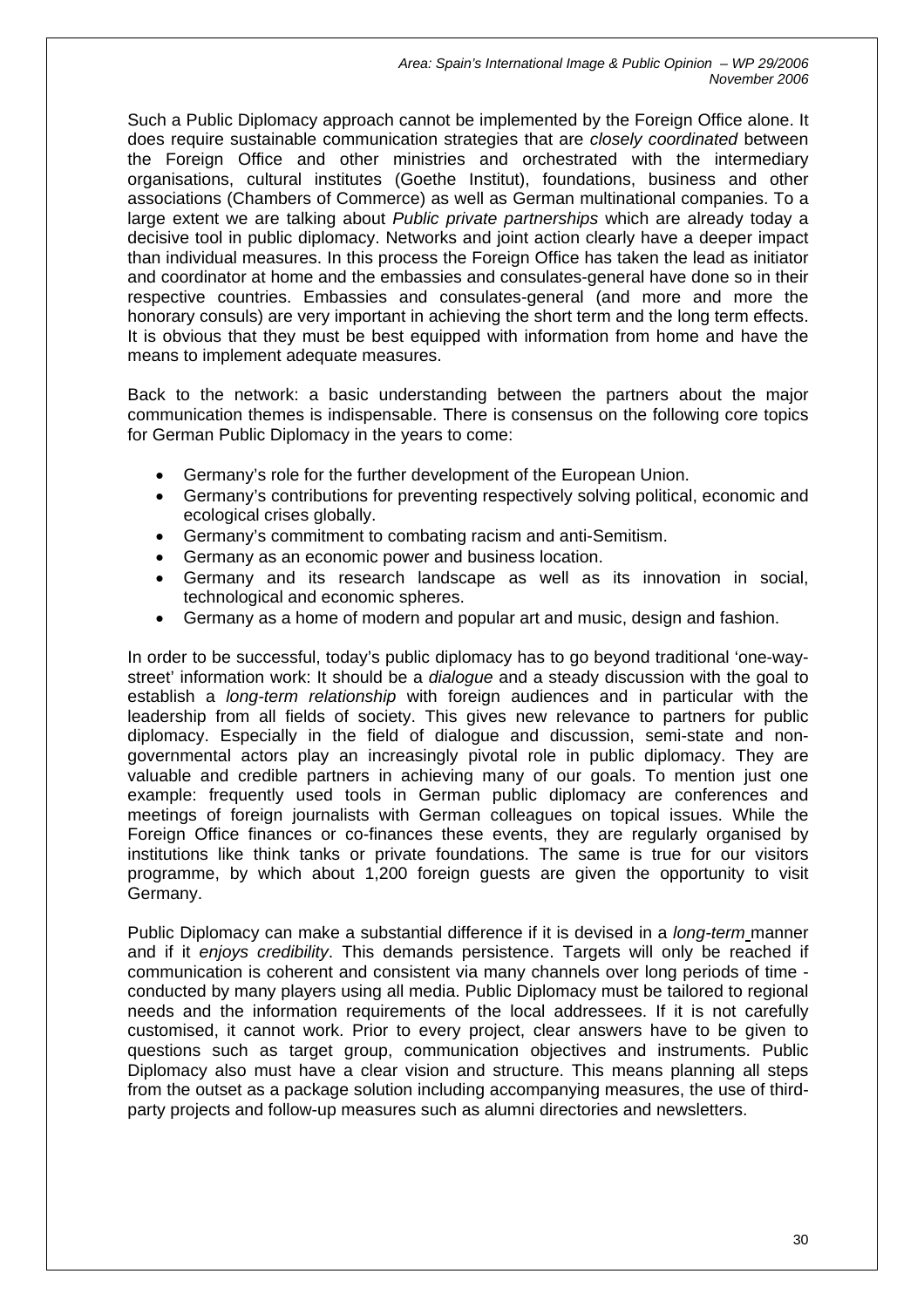Such a Public Diplomacy approach cannot be implemented by the Foreign Office alone. It does require sustainable communication strategies that are *closely coordinated* between the Foreign Office and other ministries and orchestrated with the intermediary organisations, cultural institutes (Goethe Institut), foundations, business and other associations (Chambers of Commerce) as well as German multinational companies. To a large extent we are talking about *Public private partnerships* which are already today a decisive tool in public diplomacy. Networks and joint action clearly have a deeper impact than individual measures. In this process the Foreign Office has taken the lead as initiator and coordinator at home and the embassies and consulates-general have done so in their respective countries. Embassies and consulates-general (and more and more the honorary consuls) are very important in achieving the short term and the long term effects. It is obvious that they must be best equipped with information from home and have the means to implement adequate measures.

Back to the network: a basic understanding between the partners about the major communication themes is indispensable. There is consensus on the following core topics for German Public Diplomacy in the years to come:

- Germany's role for the further development of the European Union.
- Germany's contributions for preventing respectively solving political, economic and ecological crises globally.
- Germany's commitment to combating racism and anti-Semitism.
- Germany as an economic power and business location.
- Germany and its research landscape as well as its innovation in social, technological and economic spheres.
- Germany as a home of modern and popular art and music, design and fashion.

In order to be successful, today's public diplomacy has to go beyond traditional 'one-way-street' information work: It should be a *dialogue* and a steady discussion with the goal to establish a *long-term relationship* with foreign audiences and in particular with the leadership from all fields of society. This gives new relevance to partners for public diplomacy. Especially in the field of dialogue and discussion, semi-state and non-governmental actors play an increasingly pivotal role in public diplomacy. They are valuable and credible partners in achieving many of our goals. To mention just one example: frequently used tools in German public diplomacy are conferences and meetings of foreign journalists with German colleagues on topical issues. While the Foreign Office finances or co-finances these events, they are regularly organised by institutions like think tanks or private foundations. The same is true for our visitors programme, by which about 1,200 foreign guests are given the opportunity to visit Germany.

Public Diplomacy can make a substantial difference if it is devised in a *long-term* manner and if it *enjoys credibility*. This demands persistence. Targets will only be reached if communication is coherent and consistent via many channels over long periods of time - conducted by many players using all media. Public Diplomacy must be tailored to regional needs and the information requirements of the local addressees. If it is not carefully customised, it cannot work. Prior to every project, clear answers have to be given to questions such as target group, communication objectives and instruments. Public Diplomacy also must have a clear vision and structure. This means planning all steps from the outset as a package solution including accompanying measures, the use of third-party projects and follow-up measures such as alumni directories and newsletters.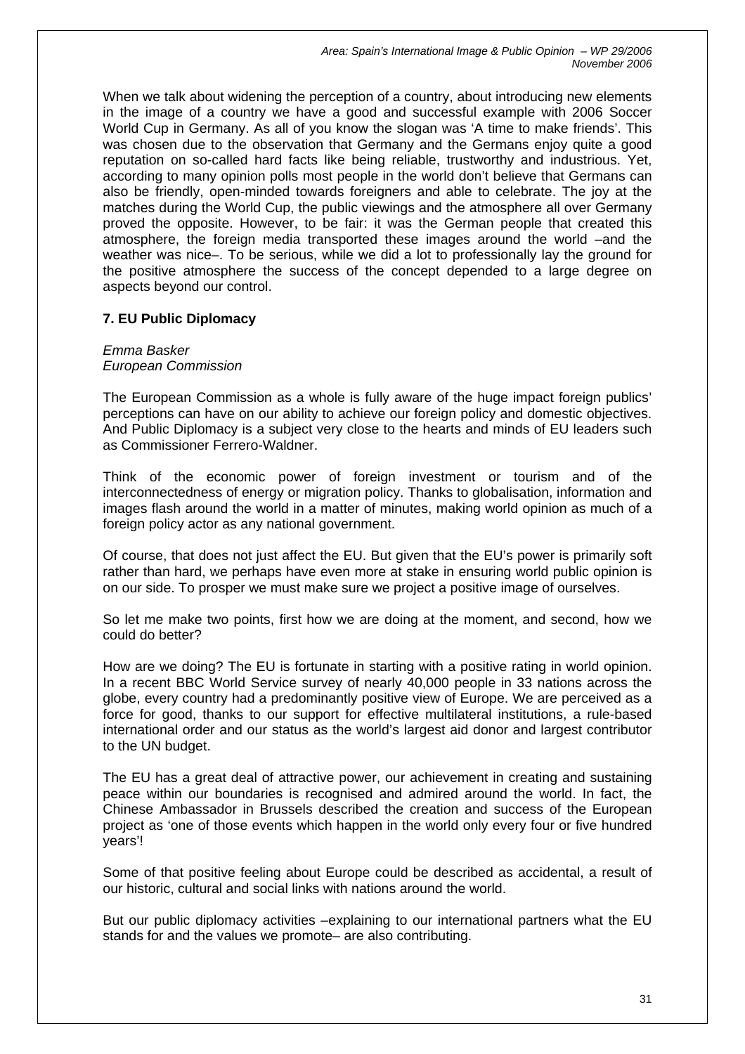When we talk about widening the perception of a country, about introducing new elements in the image of a country we have a good and successful example with 2006 Soccer World Cup in Germany. As all of you know the slogan was 'A time to make friends'. This was chosen due to the observation that Germany and the Germans enjoy quite a good reputation on so-called hard facts like being reliable, trustworthy and industrious. Yet, according to many opinion polls most people in the world don't believe that Germans can also be friendly, open-minded towards foreigners and able to celebrate. The joy at the matches during the World Cup, the public viewings and the atmosphere all over Germany proved the opposite. However, to be fair: it was the German people that created this atmosphere, the foreign media transported these images around the world –and the weather was nice–. To be serious, while we did a lot to professionally lay the ground for the positive atmosphere the success of the concept depended to a large degree on aspects beyond our control.

### 7. EU Public Diplomacy

*Emma Basker*
*European Commission*

The European Commission as a whole is fully aware of the huge impact foreign publics' perceptions can have on our ability to achieve our foreign policy and domestic objectives. And Public Diplomacy is a subject very close to the hearts and minds of EU leaders such as Commissioner Ferrero-Waldner.

Think of the economic power of foreign investment or tourism and of the interconnectedness of energy or migration policy. Thanks to globalisation, information and images flash around the world in a matter of minutes, making world opinion as much of a foreign policy actor as any national government.

Of course, that does not just affect the EU. But given that the EU's power is primarily soft rather than hard, we perhaps have even more at stake in ensuring world public opinion is on our side. To prosper we must make sure we project a positive image of ourselves.

So let me make two points, first how we are doing at the moment, and second, how we could do better?

How are we doing? The EU is fortunate in starting with a positive rating in world opinion. In a recent BBC World Service survey of nearly 40,000 people in 33 nations across the globe, every country had a predominantly positive view of Europe. We are perceived as a force for good, thanks to our support for effective multilateral institutions, a rule-based international order and our status as the world's largest aid donor and largest contributor to the UN budget.

The EU has a great deal of attractive power, our achievement in creating and sustaining peace within our boundaries is recognised and admired around the world. In fact, the Chinese Ambassador in Brussels described the creation and success of the European project as 'one of those events which happen in the world only every four or five hundred years'!

Some of that positive feeling about Europe could be described as accidental, a result of our historic, cultural and social links with nations around the world.

But our public diplomacy activities –explaining to our international partners what the EU stands for and the values we promote– are also contributing.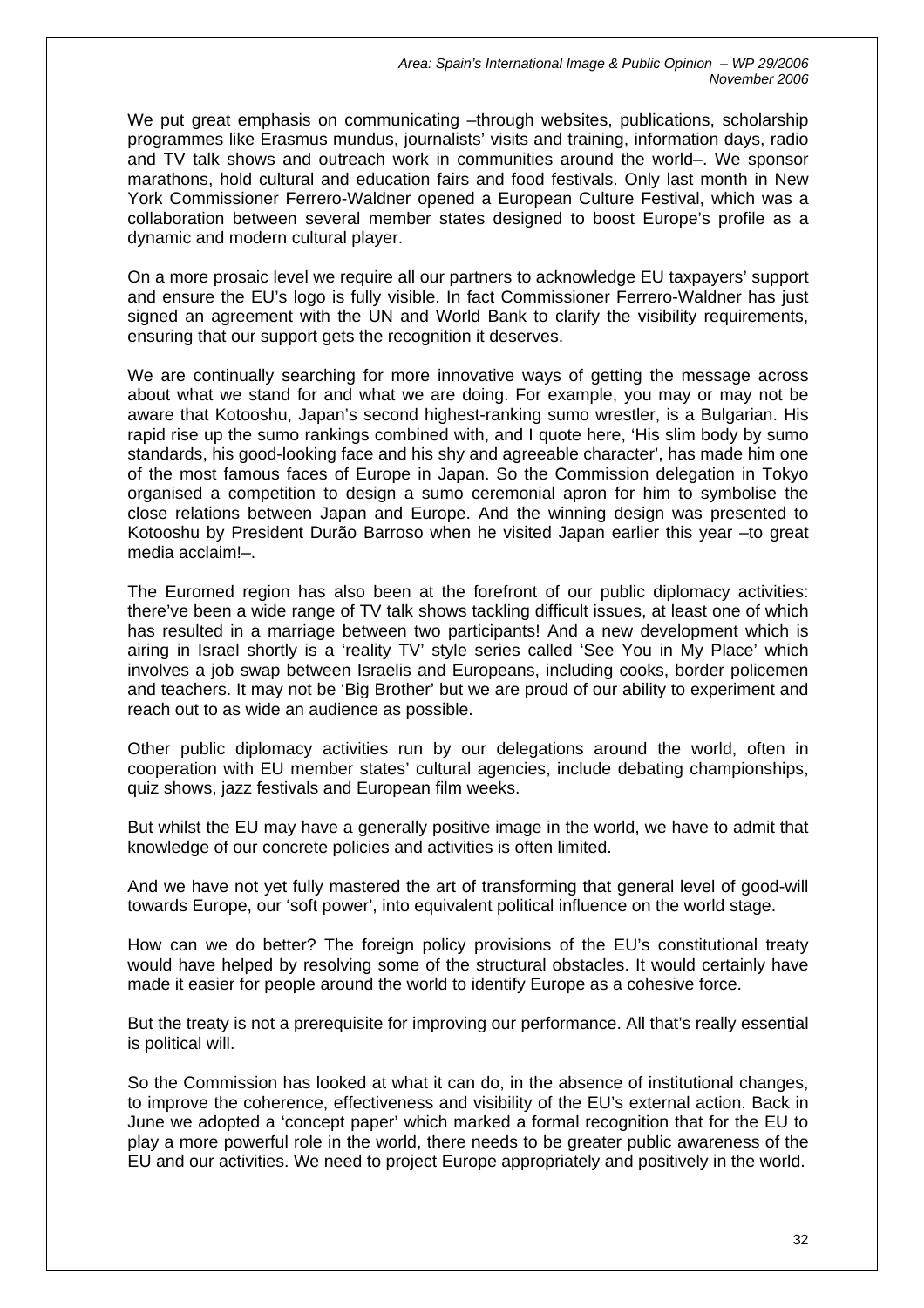We put great emphasis on communicating –through websites, publications, scholarship programmes like Erasmus mundus, journalists' visits and training, information days, radio and TV talk shows and outreach work in communities around the world–. We sponsor marathons, hold cultural and education fairs and food festivals. Only last month in New York Commissioner Ferrero-Waldner opened a European Culture Festival, which was a collaboration between several member states designed to boost Europe's profile as a dynamic and modern cultural player.

On a more prosaic level we require all our partners to acknowledge EU taxpayers' support and ensure the EU's logo is fully visible. In fact Commissioner Ferrero-Waldner has just signed an agreement with the UN and World Bank to clarify the visibility requirements, ensuring that our support gets the recognition it deserves.

We are continually searching for more innovative ways of getting the message across about what we stand for and what we are doing. For example, you may or may not be aware that Kotooshu, Japan's second highest-ranking sumo wrestler, is a Bulgarian. His rapid rise up the sumo rankings combined with, and I quote here, 'His slim body by sumo standards, his good-looking face and his shy and agreeable character', has made him one of the most famous faces of Europe in Japan. So the Commission delegation in Tokyo organised a competition to design a sumo ceremonial apron for him to symbolise the close relations between Japan and Europe. And the winning design was presented to Kotooshu by President Durão Barroso when he visited Japan earlier this year –to great media acclaim!–.

The Euromed region has also been at the forefront of our public diplomacy activities: there've been a wide range of TV talk shows tackling difficult issues, at least one of which has resulted in a marriage between two participants! And a new development which is airing in Israel shortly is a 'reality TV' style series called 'See You in My Place' which involves a job swap between Israelis and Europeans, including cooks, border policemen and teachers. It may not be 'Big Brother' but we are proud of our ability to experiment and reach out to as wide an audience as possible.

Other public diplomacy activities run by our delegations around the world, often in cooperation with EU member states' cultural agencies, include debating championships, quiz shows, jazz festivals and European film weeks.

But whilst the EU may have a generally positive image in the world, we have to admit that knowledge of our concrete policies and activities is often limited.

And we have not yet fully mastered the art of transforming that general level of good-will towards Europe, our 'soft power', into equivalent political influence on the world stage.

How can we do better? The foreign policy provisions of the EU's constitutional treaty would have helped by resolving some of the structural obstacles. It would certainly have made it easier for people around the world to identify Europe as a cohesive force.

But the treaty is not a prerequisite for improving our performance. All that's really essential is political will.

So the Commission has looked at what it can do, in the absence of institutional changes, to improve the coherence, effectiveness and visibility of the EU's external action. Back in June we adopted a 'concept paper' which marked a formal recognition that for the EU to play a more powerful role in the world, there needs to be greater public awareness of the EU and our activities. We need to project Europe appropriately and positively in the world.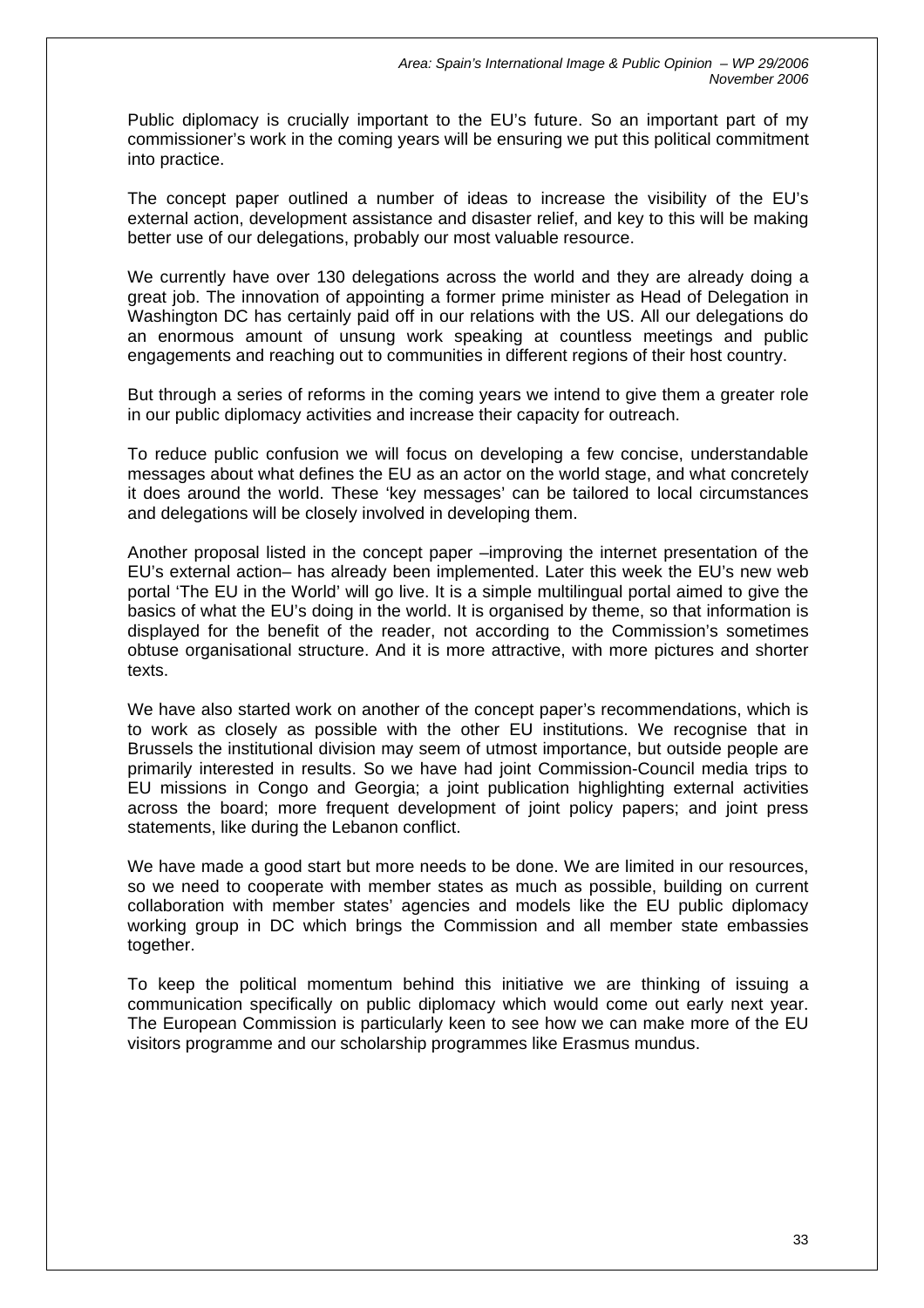Public diplomacy is crucially important to the EU's future. So an important part of my commissioner's work in the coming years will be ensuring we put this political commitment into practice.

The concept paper outlined a number of ideas to increase the visibility of the EU's external action, development assistance and disaster relief, and key to this will be making better use of our delegations, probably our most valuable resource.

We currently have over 130 delegations across the world and they are already doing a great job. The innovation of appointing a former prime minister as Head of Delegation in Washington DC has certainly paid off in our relations with the US. All our delegations do an enormous amount of unsung work speaking at countless meetings and public engagements and reaching out to communities in different regions of their host country.

But through a series of reforms in the coming years we intend to give them a greater role in our public diplomacy activities and increase their capacity for outreach.

To reduce public confusion we will focus on developing a few concise, understandable messages about what defines the EU as an actor on the world stage, and what concretely it does around the world. These 'key messages' can be tailored to local circumstances and delegations will be closely involved in developing them.

Another proposal listed in the concept paper –improving the internet presentation of the EU's external action– has already been implemented. Later this week the EU's new web portal 'The EU in the World' will go live. It is a simple multilingual portal aimed to give the basics of what the EU's doing in the world. It is organised by theme, so that information is displayed for the benefit of the reader, not according to the Commission's sometimes obtuse organisational structure. And it is more attractive, with more pictures and shorter texts.

We have also started work on another of the concept paper's recommendations, which is to work as closely as possible with the other EU institutions. We recognise that in Brussels the institutional division may seem of utmost importance, but outside people are primarily interested in results. So we have had joint Commission-Council media trips to EU missions in Congo and Georgia; a joint publication highlighting external activities across the board; more frequent development of joint policy papers; and joint press statements, like during the Lebanon conflict.

We have made a good start but more needs to be done. We are limited in our resources, so we need to cooperate with member states as much as possible, building on current collaboration with member states' agencies and models like the EU public diplomacy working group in DC which brings the Commission and all member state embassies together.

To keep the political momentum behind this initiative we are thinking of issuing a communication specifically on public diplomacy which would come out early next year. The European Commission is particularly keen to see how we can make more of the EU visitors programme and our scholarship programmes like Erasmus mundus.